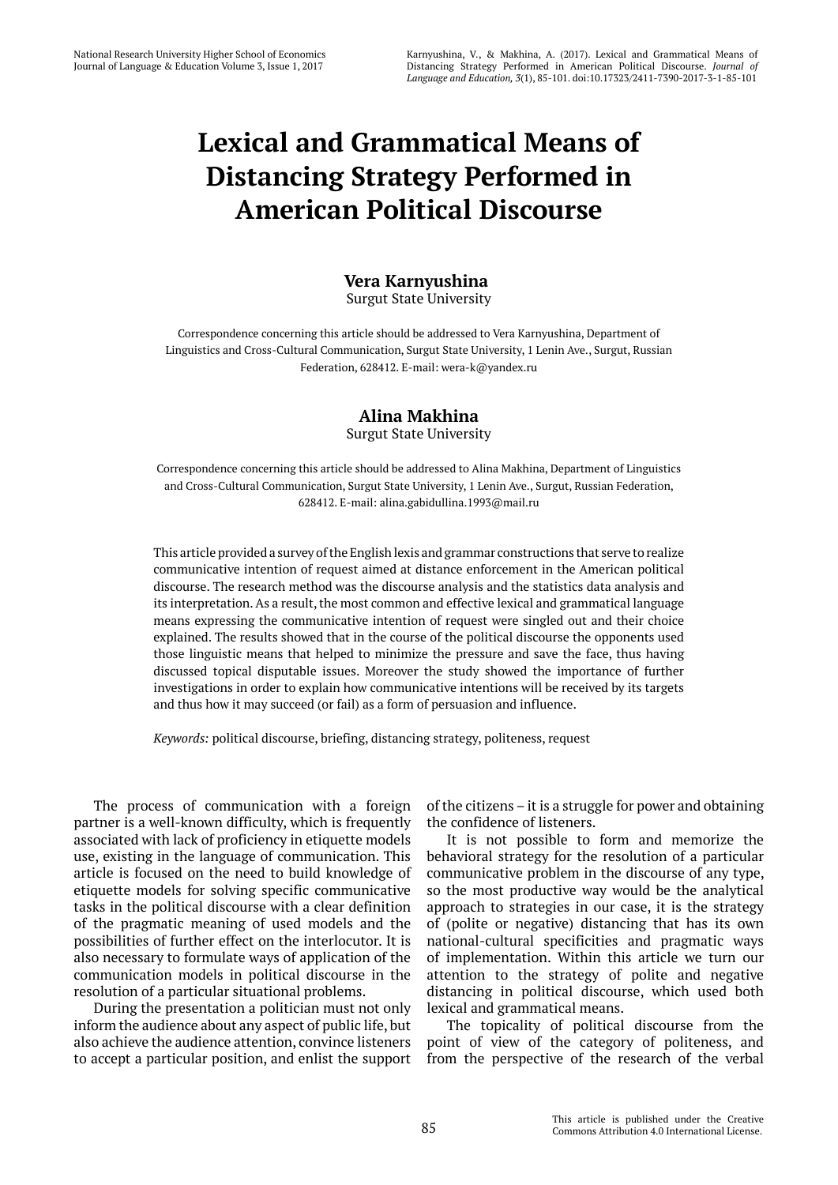# Lexical and Grammatical Means of Distancing Strategy Performed in American Political Discourse

**Vera Karnyushina**
Surgut State University

Correspondence concerning this article should be addressed to Vera Karnyushina, Department of Linguistics and Cross-Cultural Communication, Surgut State University, 1 Lenin Ave., Surgut, Russian Federation, 628412. E-mail: wera-k@yandex.ru

**Alina Makhina**
Surgut State University

Correspondence concerning this article should be addressed to Alina Makhina, Department of Linguistics and Cross-Cultural Communication, Surgut State University, 1 Lenin Ave., Surgut, Russian Federation, 628412. E-mail: alina.gabidullina.1993@mail.ru

This article provided a survey of the English lexis and grammar constructions that serve to realize communicative intention of request aimed at distance enforcement in the American political discourse. The research method was the discourse analysis and the statistics data analysis and its interpretation. As a result, the most common and effective lexical and grammatical language means expressing the communicative intention of request were singled out and their choice explained. The results showed that in the course of the political discourse the opponents used those linguistic means that helped to minimize the pressure and save the face, thus having discussed topical disputable issues. Moreover the study showed the importance of further investigations in order to explain how communicative intentions will be received by its targets and thus how it may succeed (or fail) as a form of persuasion and influence.

*Keywords:* political discourse, briefing, distancing strategy, politeness, request

The process of communication with a foreign partner is a well-known difficulty, which is frequently associated with lack of proficiency in etiquette models use, existing in the language of communication. This article is focused on the need to build knowledge of etiquette models for solving specific communicative tasks in the political discourse with a clear definition of the pragmatic meaning of used models and the possibilities of further effect on the interlocutor. It is also necessary to formulate ways of application of the communication models in political discourse in the resolution of a particular situational problems.

During the presentation a politician must not only inform the audience about any aspect of public life, but also achieve the audience attention, convince listeners to accept a particular position, and enlist the support of the citizens – it is a struggle for power and obtaining the confidence of listeners.

It is not possible to form and memorize the behavioral strategy for the resolution of a particular communicative problem in the discourse of any type, so the most productive way would be the analytical approach to strategies in our case, it is the strategy of (polite or negative) distancing that has its own national-cultural specificities and pragmatic ways of implementation. Within this article we turn our attention to the strategy of polite and negative distancing in political discourse, which used both lexical and grammatical means.

The topicality of political discourse from the point of view of the category of politeness, and from the perspective of the research of the verbal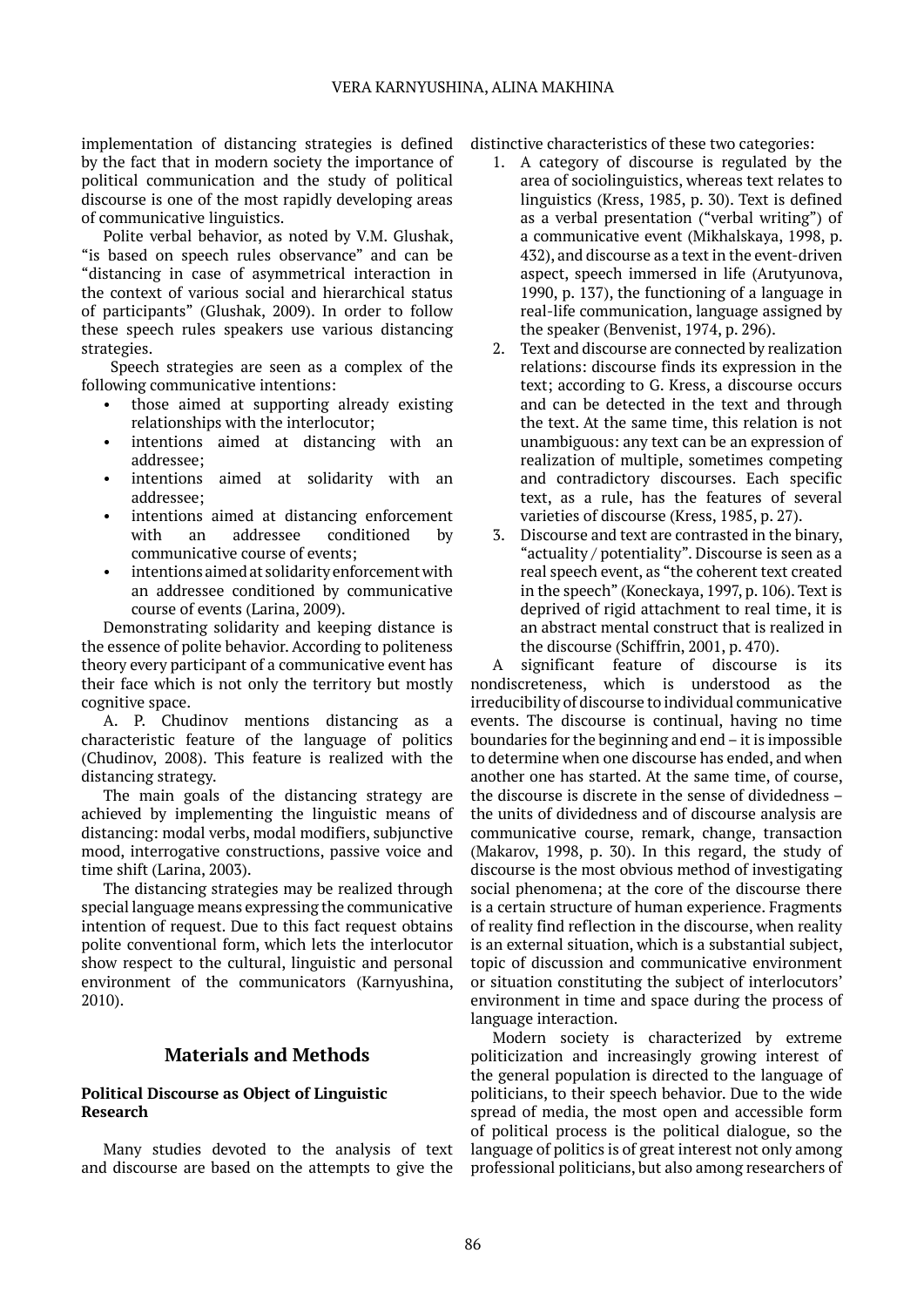implementation of distancing strategies is defined by the fact that in modern society the importance of political communication and the study of political discourse is one of the most rapidly developing areas of communicative linguistics.

Polite verbal behavior, as noted by V.M. Glushak, "is based on speech rules observance" and can be "distancing in case of asymmetrical interaction in the context of various social and hierarchical status of participants" (Glushak, 2009). In order to follow these speech rules speakers use various distancing strategies.

Speech strategies are seen as a complex of the following communicative intentions:

- those aimed at supporting already existing relationships with the interlocutor;
- intentions aimed at distancing with an addressee;
- intentions aimed at solidarity with an addressee;
- intentions aimed at distancing enforcement with an addressee conditioned by communicative course of events;
- intentions aimed at solidarity enforcement with an addressee conditioned by communicative course of events (Larina, 2009).

Demonstrating solidarity and keeping distance is the essence of polite behavior. According to politeness theory every participant of a communicative event has their face which is not only the territory but mostly cognitive space.

A. P. Chudinov mentions distancing as a characteristic feature of the language of politics (Chudinov, 2008). This feature is realized with the distancing strategy.

The main goals of the distancing strategy are achieved by implementing the linguistic means of distancing: modal verbs, modal modifiers, subjunctive mood, interrogative constructions, passive voice and time shift (Larina, 2003).

The distancing strategies may be realized through special language means expressing the communicative intention of request. Due to this fact request obtains polite conventional form, which lets the interlocutor show respect to the cultural, linguistic and personal environment of the communicators (Karnyushina, 2010).

## Materials and Methods

### Political Discourse as Object of Linguistic Research

Many studies devoted to the analysis of text and discourse are based on the attempts to give the distinctive characteristics of these two categories:

1. A category of discourse is regulated by the area of sociolinguistics, whereas text relates to linguistics (Kress, 1985, p. 30). Text is defined as a verbal presentation ("verbal writing") of a communicative event (Mikhalskaya, 1998, p. 432), and discourse as a text in the event-driven aspect, speech immersed in life (Arutyunova, 1990, p. 137), the functioning of a language in real-life communication, language assigned by the speaker (Benvenist, 1974, p. 296).
2. Text and discourse are connected by realization relations: discourse finds its expression in the text; according to G. Kress, a discourse occurs and can be detected in the text and through the text. At the same time, this relation is not unambiguous: any text can be an expression of realization of multiple, sometimes competing and contradictory discourses. Each specific text, as a rule, has the features of several varieties of discourse (Kress, 1985, p. 27).
3. Discourse and text are contrasted in the binary, "actuality / potentiality". Discourse is seen as a real speech event, as "the coherent text created in the speech" (Koneckaya, 1997, p. 106). Text is deprived of rigid attachment to real time, it is an abstract mental construct that is realized in the discourse (Schiffrin, 2001, p. 470).

A significant feature of discourse is its nondiscreteness, which is understood as the irreducibility of discourse to individual communicative events. The discourse is continual, having no time boundaries for the beginning and end – it is impossible to determine when one discourse has ended, and when another one has started. At the same time, of course, the discourse is discrete in the sense of dividedness – the units of dividedness and of discourse analysis are communicative course, remark, change, transaction (Makarov, 1998, p. 30). In this regard, the study of discourse is the most obvious method of investigating social phenomena; at the core of the discourse there is a certain structure of human experience. Fragments of reality find reflection in the discourse, when reality is an external situation, which is a substantial subject, topic of discussion and communicative environment or situation constituting the subject of interlocutors' environment in time and space during the process of language interaction.

Modern society is characterized by extreme politicization and increasingly growing interest of the general population is directed to the language of politicians, to their speech behavior. Due to the wide spread of media, the most open and accessible form of political process is the political dialogue, so the language of politics is of great interest not only among professional politicians, but also among researchers of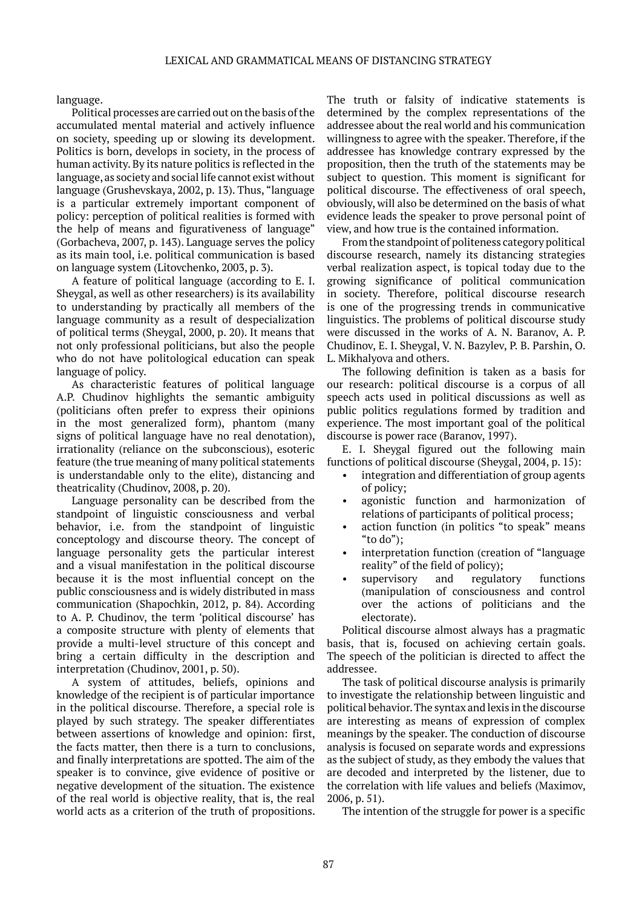language.

Political processes are carried out on the basis of the accumulated mental material and actively influence on society, speeding up or slowing its development. Politics is born, develops in society, in the process of human activity. By its nature politics is reflected in the language, as society and social life cannot exist without language (Grushevskaya, 2002, p. 13). Thus, "language is a particular extremely important component of policy: perception of political realities is formed with the help of means and figurativeness of language" (Gorbacheva, 2007, p. 143). Language serves the policy as its main tool, i.e. political communication is based on language system (Litovchenko, 2003, p. 3).

A feature of political language (according to E. I. Sheygal, as well as other researchers) is its availability to understanding by practically all members of the language community as a result of despecialization of political terms (Sheygal, 2000, p. 20). It means that not only professional politicians, but also the people who do not have politological education can speak language of policy.

As characteristic features of political language A.P. Chudinov highlights the semantic ambiguity (politicians often prefer to express their opinions in the most generalized form), phantom (many signs of political language have no real denotation), irrationality (reliance on the subconscious), esoteric feature (the true meaning of many political statements is understandable only to the elite), distancing and theatricality (Chudinov, 2008, p. 20).

Language personality can be described from the standpoint of linguistic consciousness and verbal behavior, i.e. from the standpoint of linguistic conceptology and discourse theory. The concept of language personality gets the particular interest and a visual manifestation in the political discourse because it is the most influential concept on the public consciousness and is widely distributed in mass communication (Shapochkin, 2012, p. 84). According to A. P. Chudinov, the term 'political discourse' has a composite structure with plenty of elements that provide a multi-level structure of this concept and bring a certain difficulty in the description and interpretation (Chudinov, 2001, p. 50).

A system of attitudes, beliefs, opinions and knowledge of the recipient is of particular importance in the political discourse. Therefore, a special role is played by such strategy. The speaker differentiates between assertions of knowledge and opinion: first, the facts matter, then there is a turn to conclusions, and finally interpretations are spotted. The aim of the speaker is to convince, give evidence of positive or negative development of the situation. The existence of the real world is objective reality, that is, the real world acts as a criterion of the truth of propositions. The truth or falsity of indicative statements is determined by the complex representations of the addressee about the real world and his communication willingness to agree with the speaker. Therefore, if the addressee has knowledge contrary expressed by the proposition, then the truth of the statements may be subject to question. This moment is significant for political discourse. The effectiveness of oral speech, obviously, will also be determined on the basis of what evidence leads the speaker to prove personal point of view, and how true is the contained information.

From the standpoint of politeness category political discourse research, namely its distancing strategies verbal realization aspect, is topical today due to the growing significance of political communication in society. Therefore, political discourse research is one of the progressing trends in communicative linguistics. The problems of political discourse study were discussed in the works of A. N. Baranov, A. P. Chudinov, E. I. Sheygal, V. N. Bazylev, P. B. Parshin, O. L. Mikhalyova and others.

The following definition is taken as a basis for our research: political discourse is a corpus of all speech acts used in political discussions as well as public politics regulations formed by tradition and experience. The most important goal of the political discourse is power race (Baranov, 1997).

E. I. Sheygal figured out the following main functions of political discourse (Sheygal, 2004, p. 15):

- integration and differentiation of group agents of policy;
- agonistic function and harmonization of relations of participants of political process;
- action function (in politics "to speak" means "to do");
- interpretation function (creation of "language reality" of the field of policy);
- supervisory and regulatory functions (manipulation of consciousness and control over the actions of politicians and the electorate).

Political discourse almost always has a pragmatic basis, that is, focused on achieving certain goals. The speech of the politician is directed to affect the addressee.

The task of political discourse analysis is primarily to investigate the relationship between linguistic and political behavior. The syntax and lexis in the discourse are interesting as means of expression of complex meanings by the speaker. The conduction of discourse analysis is focused on separate words and expressions as the subject of study, as they embody the values that are decoded and interpreted by the listener, due to the correlation with life values and beliefs (Maximov, 2006, p. 51).

The intention of the struggle for power is a specific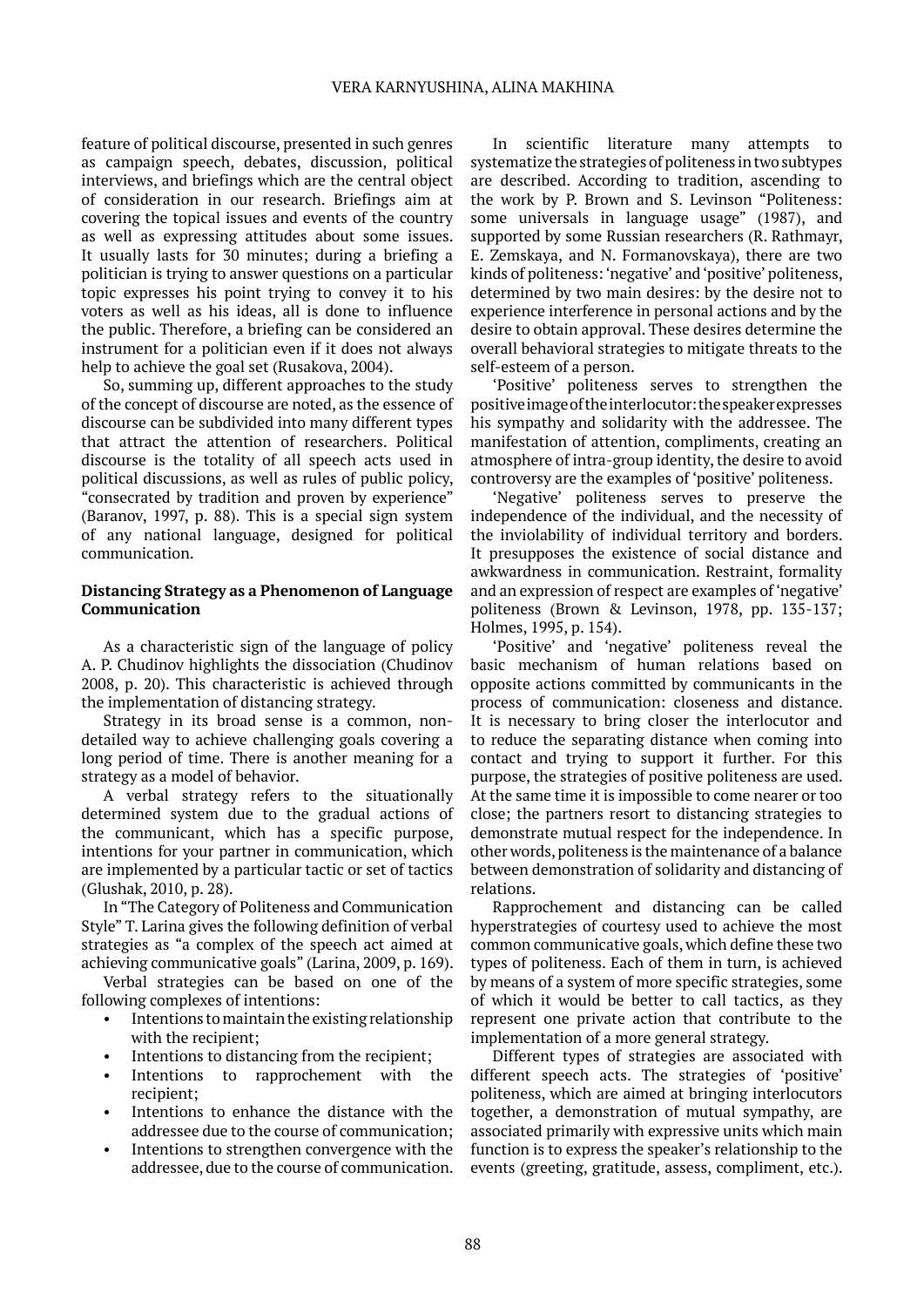feature of political discourse, presented in such genres as campaign speech, debates, discussion, political interviews, and briefings which are the central object of consideration in our research. Briefings aim at covering the topical issues and events of the country as well as expressing attitudes about some issues. It usually lasts for 30 minutes; during a briefing a politician is trying to answer questions on a particular topic expresses his point trying to convey it to his voters as well as his ideas, all is done to influence the public. Therefore, a briefing can be considered an instrument for a politician even if it does not always help to achieve the goal set (Rusakova, 2004).

So, summing up, different approaches to the study of the concept of discourse are noted, as the essence of discourse can be subdivided into many different types that attract the attention of researchers. Political discourse is the totality of all speech acts used in political discussions, as well as rules of public policy, "consecrated by tradition and proven by experience" (Baranov, 1997, p. 88). This is a special sign system of any national language, designed for political communication.

**Distancing Strategy as a Phenomenon of Language Communication**

As a characteristic sign of the language of policy A. P. Chudinov highlights the dissociation (Chudinov 2008, p. 20). This characteristic is achieved through the implementation of distancing strategy.

Strategy in its broad sense is a common, non-detailed way to achieve challenging goals covering a long period of time. There is another meaning for a strategy as a model of behavior.

A verbal strategy refers to the situationally determined system due to the gradual actions of the communicant, which has a specific purpose, intentions for your partner in communication, which are implemented by a particular tactic or set of tactics (Glushak, 2010, p. 28).

In "The Category of Politeness and Communication Style" T. Larina gives the following definition of verbal strategies as "a complex of the speech act aimed at achieving communicative goals" (Larina, 2009, p. 169).

Verbal strategies can be based on one of the following complexes of intentions:

- Intentions to maintain the existing relationship with the recipient;
- Intentions to distancing from the recipient;
- Intentions to rapprochement with the recipient;
- Intentions to enhance the distance with the addressee due to the course of communication;
- Intentions to strengthen convergence with the addressee, due to the course of communication.

In scientific literature many attempts to systematize the strategies of politeness in two subtypes are described. According to tradition, ascending to the work by P. Brown and S. Levinson "Politeness: some universals in language usage" (1987), and supported by some Russian researchers (R. Rathmayr, E. Zemskaya, and N. Formanovskaya), there are two kinds of politeness: 'negative' and 'positive' politeness, determined by two main desires: by the desire not to experience interference in personal actions and by the desire to obtain approval. These desires determine the overall behavioral strategies to mitigate threats to the self-esteem of a person.

'Positive' politeness serves to strengthen the positive image of the interlocutor: the speaker expresses his sympathy and solidarity with the addressee. The manifestation of attention, compliments, creating an atmosphere of intra-group identity, the desire to avoid controversy are the examples of 'positive' politeness.

'Negative' politeness serves to preserve the independence of the individual, and the necessity of the inviolability of individual territory and borders. It presupposes the existence of social distance and awkwardness in communication. Restraint, formality and an expression of respect are examples of 'negative' politeness (Brown & Levinson, 1978, pp. 135-137; Holmes, 1995, p. 154).

'Positive' and 'negative' politeness reveal the basic mechanism of human relations based on opposite actions committed by communicants in the process of communication: closeness and distance. It is necessary to bring closer the interlocutor and to reduce the separating distance when coming into contact and trying to support it further. For this purpose, the strategies of positive politeness are used. At the same time it is impossible to come nearer or too close; the partners resort to distancing strategies to demonstrate mutual respect for the independence. In other words, politeness is the maintenance of a balance between demonstration of solidarity and distancing of relations.

Rapprochement and distancing can be called hyperstrategies of courtesy used to achieve the most common communicative goals, which define these two types of politeness. Each of them in turn, is achieved by means of a system of more specific strategies, some of which it would be better to call tactics, as they represent one private action that contribute to the implementation of a more general strategy.

Different types of strategies are associated with different speech acts. The strategies of 'positive' politeness, which are aimed at bringing interlocutors together, a demonstration of mutual sympathy, are associated primarily with expressive units which main function is to express the speaker's relationship to the events (greeting, gratitude, assess, compliment, etc.).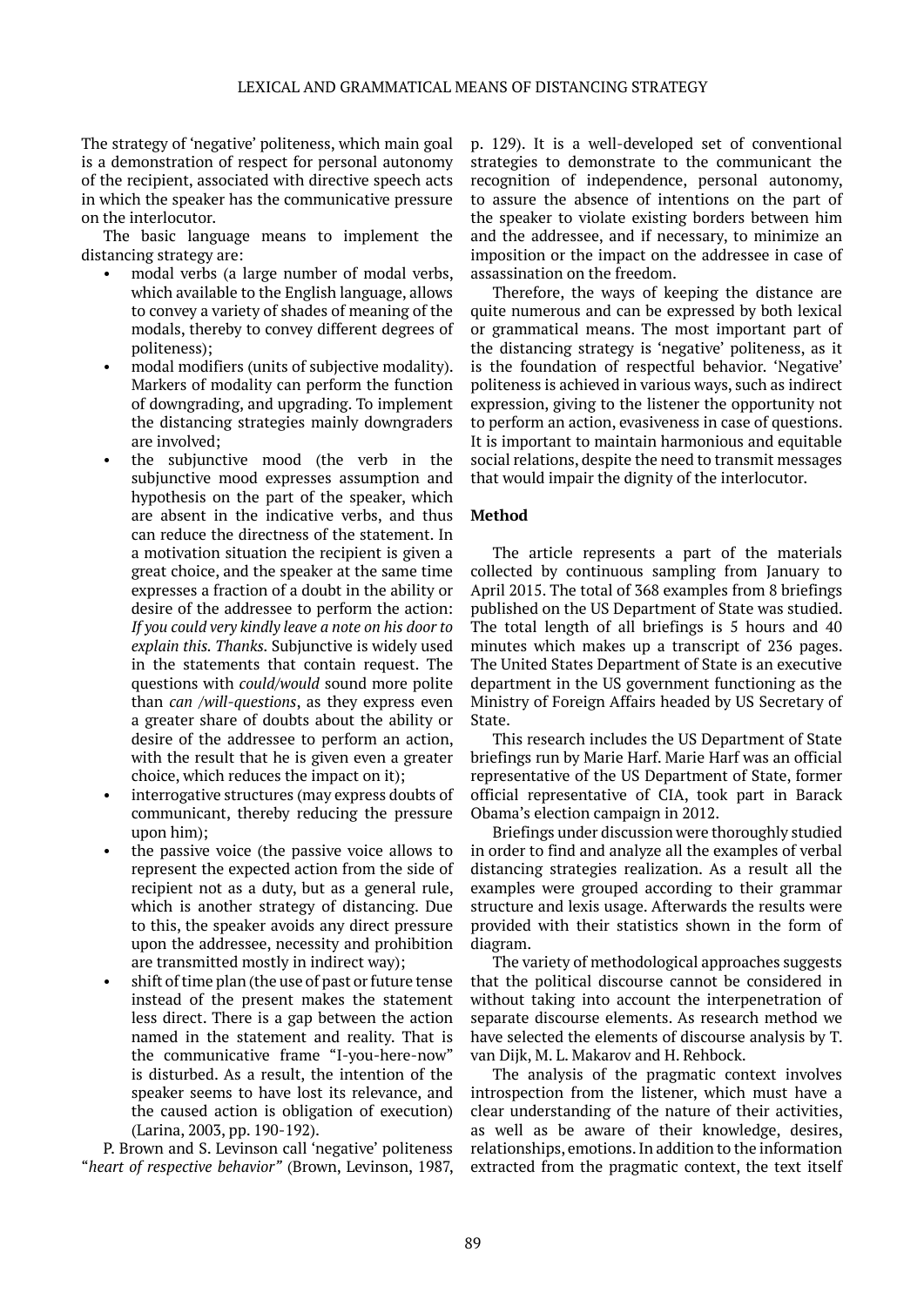The strategy of 'negative' politeness, which main goal is a demonstration of respect for personal autonomy of the recipient, associated with directive speech acts in which the speaker has the communicative pressure on the interlocutor.

The basic language means to implement the distancing strategy are:

- modal verbs (a large number of modal verbs, which available to the English language, allows to convey a variety of shades of meaning of the modals, thereby to convey different degrees of politeness);
- modal modifiers (units of subjective modality). Markers of modality can perform the function of downgrading, and upgrading. To implement the distancing strategies mainly downgraders are involved;
- the subjunctive mood (the verb in the subjunctive mood expresses assumption and hypothesis on the part of the speaker, which are absent in the indicative verbs, and thus can reduce the directness of the statement. In a motivation situation the recipient is given a great choice, and the speaker at the same time expresses a fraction of a doubt in the ability or desire of the addressee to perform the action: *If you could very kindly leave a note on his door to explain this. Thanks.* Subjunctive is widely used in the statements that contain request. The questions with *could/would* sound more polite than *can /will-questions*, as they express even a greater share of doubts about the ability or desire of the addressee to perform an action, with the result that he is given even a greater choice, which reduces the impact on it);
- interrogative structures (may express doubts of communicant, thereby reducing the pressure upon him);
- the passive voice (the passive voice allows to represent the expected action from the side of recipient not as a duty, but as a general rule, which is another strategy of distancing. Due to this, the speaker avoids any direct pressure upon the addressee, necessity and prohibition are transmitted mostly in indirect way);
- shift of time plan (the use of past or future tense instead of the present makes the statement less direct. There is a gap between the action named in the statement and reality. That is the communicative frame "I-you-here-now" is disturbed. As a result, the intention of the speaker seems to have lost its relevance, and the caused action is obligation of execution) (Larina, 2003, pp. 190-192).

P. Brown and S. Levinson call 'negative' politeness "*heart of respective behavior"* (Brown, Levinson, 1987, p. 129). It is a well-developed set of conventional strategies to demonstrate to the communicant the recognition of independence, personal autonomy, to assure the absence of intentions on the part of the speaker to violate existing borders between him and the addressee, and if necessary, to minimize an imposition or the impact on the addressee in case of assassination on the freedom.

Therefore, the ways of keeping the distance are quite numerous and can be expressed by both lexical or grammatical means. The most important part of the distancing strategy is 'negative' politeness, as it is the foundation of respectful behavior. 'Negative' politeness is achieved in various ways, such as indirect expression, giving to the listener the opportunity not to perform an action, evasiveness in case of questions. It is important to maintain harmonious and equitable social relations, despite the need to transmit messages that would impair the dignity of the interlocutor.

## Method

The article represents a part of the materials collected by continuous sampling from January to April 2015. The total of 368 examples from 8 briefings published on the US Department of State was studied. The total length of all briefings is 5 hours and 40 minutes which makes up a transcript of 236 pages. The United States Department of State is an executive department in the US government functioning as the Ministry of Foreign Affairs headed by US Secretary of State.

This research includes the US Department of State briefings run by Marie Harf. Marie Harf was an official representative of the US Department of State, former official representative of CIA, took part in Barack Obama's election campaign in 2012.

Briefings under discussion were thoroughly studied in order to find and analyze all the examples of verbal distancing strategies realization. As a result all the examples were grouped according to their grammar structure and lexis usage. Afterwards the results were provided with their statistics shown in the form of diagram.

The variety of methodological approaches suggests that the political discourse cannot be considered in without taking into account the interpenetration of separate discourse elements. As research method we have selected the elements of discourse analysis by T. van Dijk, M. L. Makarov and H. Rehbock.

The analysis of the pragmatic context involves introspection from the listener, which must have a clear understanding of the nature of their activities, as well as be aware of their knowledge, desires, relationships, emotions. In addition to the information extracted from the pragmatic context, the text itself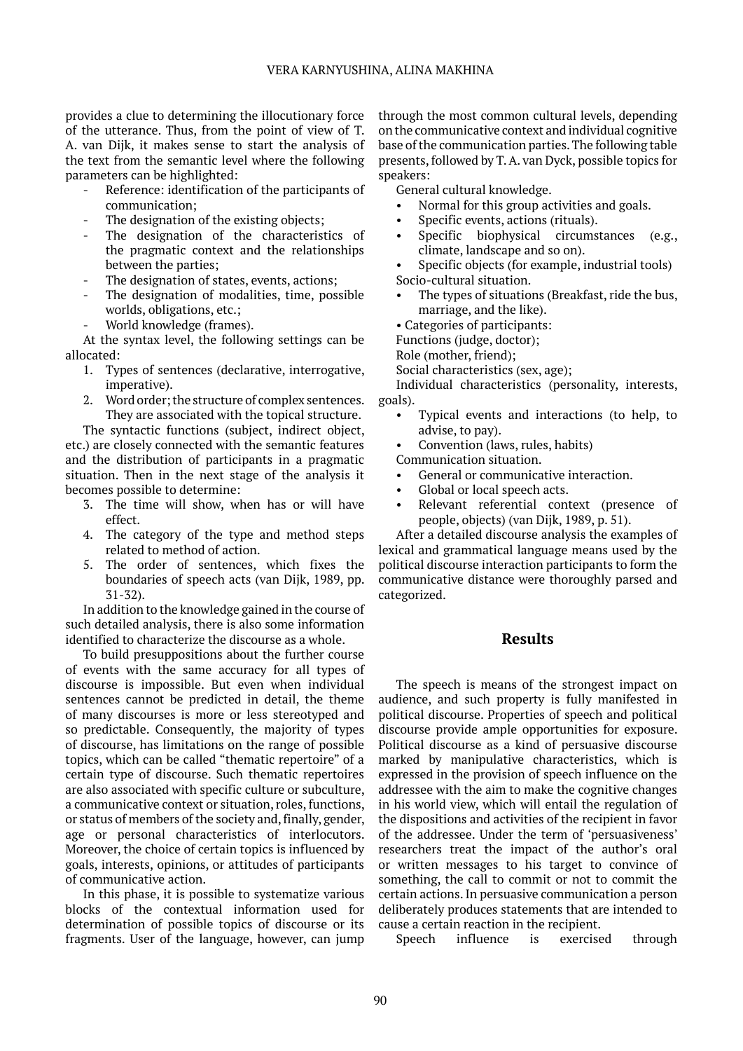provides a clue to determining the illocutionary force of the utterance. Thus, from the point of view of T. A. van Dijk, it makes sense to start the analysis of the text from the semantic level where the following parameters can be highlighted:

- Reference: identification of the participants of communication;
- The designation of the existing objects;
- The designation of the characteristics of the pragmatic context and the relationships between the parties;
- The designation of states, events, actions;
- The designation of modalities, time, possible worlds, obligations, etc.;
- World knowledge (frames).

At the syntax level, the following settings can be allocated:

1. Types of sentences (declarative, interrogative, imperative).
2. Word order; the structure of complex sentences. They are associated with the topical structure.

The syntactic functions (subject, indirect object, etc.) are closely connected with the semantic features and the distribution of participants in a pragmatic situation. Then in the next stage of the analysis it becomes possible to determine:

3. The time will show, when has or will have effect.
4. The category of the type and method steps related to method of action.
5. The order of sentences, which fixes the boundaries of speech acts (van Dijk, 1989, pp. 31-32).

In addition to the knowledge gained in the course of such detailed analysis, there is also some information identified to characterize the discourse as a whole.

To build presuppositions about the further course of events with the same accuracy for all types of discourse is impossible. But even when individual sentences cannot be predicted in detail, the theme of many discourses is more or less stereotyped and so predictable. Consequently, the majority of types of discourse, has limitations on the range of possible topics, which can be called "thematic repertoire" of a certain type of discourse. Such thematic repertoires are also associated with specific culture or subculture, a communicative context or situation, roles, functions, or status of members of the society and, finally, gender, age or personal characteristics of interlocutors. Moreover, the choice of certain topics is influenced by goals, interests, opinions, or attitudes of participants of communicative action.

In this phase, it is possible to systematize various blocks of the contextual information used for determination of possible topics of discourse or its fragments. User of the language, however, can jump through the most common cultural levels, depending on the communicative context and individual cognitive base of the communication parties. The following table presents, followed by T. A. van Dyck, possible topics for speakers:

General cultural knowledge.

- Normal for this group activities and goals.
- Specific events, actions (rituals).
- Specific biophysical circumstances (e.g., climate, landscape and so on).
- Specific objects (for example, industrial tools)

Socio-cultural situation.

- The types of situations (Breakfast, ride the bus, marriage, and the like).
- Categories of participants:

Functions (judge, doctor);

Role (mother, friend);

Social characteristics (sex, age);

Individual characteristics (personality, interests, goals).

- Typical events and interactions (to help, to advise, to pay).
- Convention (laws, rules, habits)

Communication situation.

- General or communicative interaction.
- Global or local speech acts.
- Relevant referential context (presence of people, objects) (van Dijk, 1989, p. 51).

After a detailed discourse analysis the examples of lexical and grammatical language means used by the political discourse interaction participants to form the communicative distance were thoroughly parsed and categorized.

## Results

The speech is means of the strongest impact on audience, and such property is fully manifested in political discourse. Properties of speech and political discourse provide ample opportunities for exposure. Political discourse as a kind of persuasive discourse marked by manipulative characteristics, which is expressed in the provision of speech influence on the addressee with the aim to make the cognitive changes in his world view, which will entail the regulation of the dispositions and activities of the recipient in favor of the addressee. Under the term of 'persuasiveness' researchers treat the impact of the author's oral or written messages to his target to convince of something, the call to commit or not to commit the certain actions. In persuasive communication a person deliberately produces statements that are intended to cause a certain reaction in the recipient.

Speech influence is exercised through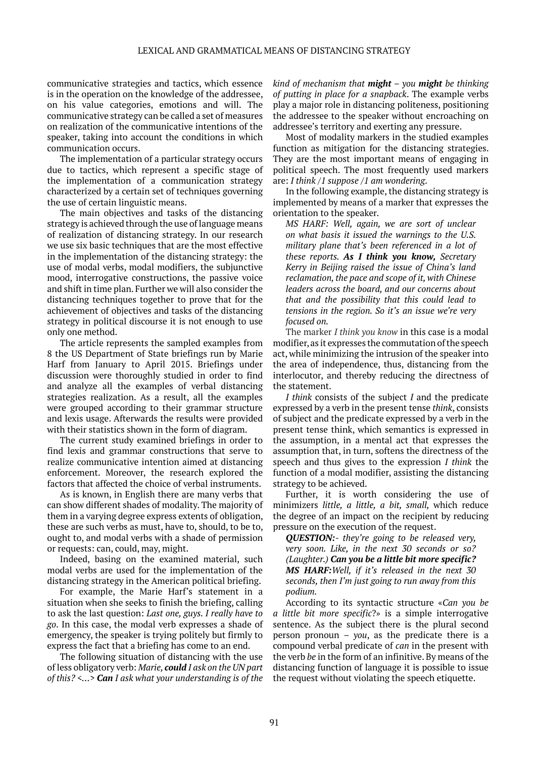communicative strategies and tactics, which essence is in the operation on the knowledge of the addressee, on his value categories, emotions and will. The communicative strategy can be called a set of measures on realization of the communicative intentions of the speaker, taking into account the conditions in which communication occurs.

The implementation of a particular strategy occurs due to tactics, which represent a specific stage of the implementation of a communication strategy characterized by a certain set of techniques governing the use of certain linguistic means.

The main objectives and tasks of the distancing strategy is achieved through the use of language means of realization of distancing strategy. In our research we use six basic techniques that are the most effective in the implementation of the distancing strategy: the use of modal verbs, modal modifiers, the subjunctive mood, interrogative constructions, the passive voice and shift in time plan. Further we will also consider the distancing techniques together to prove that for the achievement of objectives and tasks of the distancing strategy in political discourse it is not enough to use only one method.

The article represents the sampled examples from 8 the US Department of State briefings run by Marie Harf from January to April 2015. Briefings under discussion were thoroughly studied in order to find and analyze all the examples of verbal distancing strategies realization. As a result, all the examples were grouped according to their grammar structure and lexis usage. Afterwards the results were provided with their statistics shown in the form of diagram.

The current study examined briefings in order to find lexis and grammar constructions that serve to realize communicative intention aimed at distancing enforcement. Moreover, the research explored the factors that affected the choice of verbal instruments.

As is known, in English there are many verbs that can show different shades of modality. The majority of them in a varying degree express extents of obligation, these are such verbs as must, have to, should, to be to, ought to, and modal verbs with a shade of permission or requests: can, could, may, might.

Indeed, basing on the examined material, such modal verbs are used for the implementation of the distancing strategy in the American political briefing.

For example, the Marie Harf's statement in a situation when she seeks to finish the briefing, calling to ask the last question: *Last one, guys. I really have to go*. In this case, the modal verb expresses a shade of emergency, the speaker is trying politely but firmly to express the fact that a briefing has come to an end.

The following situation of distancing with the use of less obligatory verb: *Marie,* ***could*** *I ask on the UN part of this?* <…> ***Can*** *I ask what your understanding is of the kind of mechanism that* ***might*** *– you* ***might*** *be thinking of putting in place for a snapback*. The example verbs play a major role in distancing politeness, positioning the addressee to the speaker without encroaching on addressee's territory and exerting any pressure.

Most of modality markers in the studied examples function as mitigation for the distancing strategies. They are the most important means of engaging in political speech. The most frequently used markers are: *I think /I suppose /I am wondering.*

In the following example, the distancing strategy is implemented by means of a marker that expresses the orientation to the speaker.

> *MS HARF: Well, again, we are sort of unclear on what basis it issued the warnings to the U.S. military plane that's been referenced in a lot of these reports.* ***As I think you know,*** *Secretary Kerry in Beijing raised the issue of China's land reclamation, the pace and scope of it, with Chinese leaders across the board, and our concerns about that and the possibility that this could lead to tensions in the region. So it's an issue we're very focused on.*

The marker *I think you know* in this case is a modal modifier, as it expresses the commutation of the speech act, while minimizing the intrusion of the speaker into the area of independence, thus, distancing from the interlocutor, and thereby reducing the directness of the statement.

*I think* consists of the subject *I* and the predicate expressed by a verb in the present tense *think*, consists of subject and the predicate expressed by a verb in the present tense think, which semantics is expressed in the assumption, in a mental act that expresses the assumption that, in turn, softens the directness of the speech and thus gives to the expression *I think* the function of a modal modifier, assisting the distancing strategy to be achieved.

Further, it is worth considering the use of minimizers *little, a little, a bit, small,* which reduce the degree of an impact on the recipient by reducing pressure on the execution of the request.

> ***QUESTION:*** *- they're going to be released very, very soon. Like, in the next 30 seconds or so? (Laughter.)* ***Can you be a little bit more specific?***
> ***MS HARF:*** *Well, if it's released in the next 30 seconds, then I'm just going to run away from this podium.*

According to its syntactic structure «*Can you be a little bit more specific*?» is a simple interrogative sentence. As the subject there is the plural second person pronoun – *you*, as the predicate there is a compound verbal predicate of *can* in the present with the verb *be* in the form of an infinitive. By means of the distancing function of language it is possible to issue the request without violating the speech etiquette.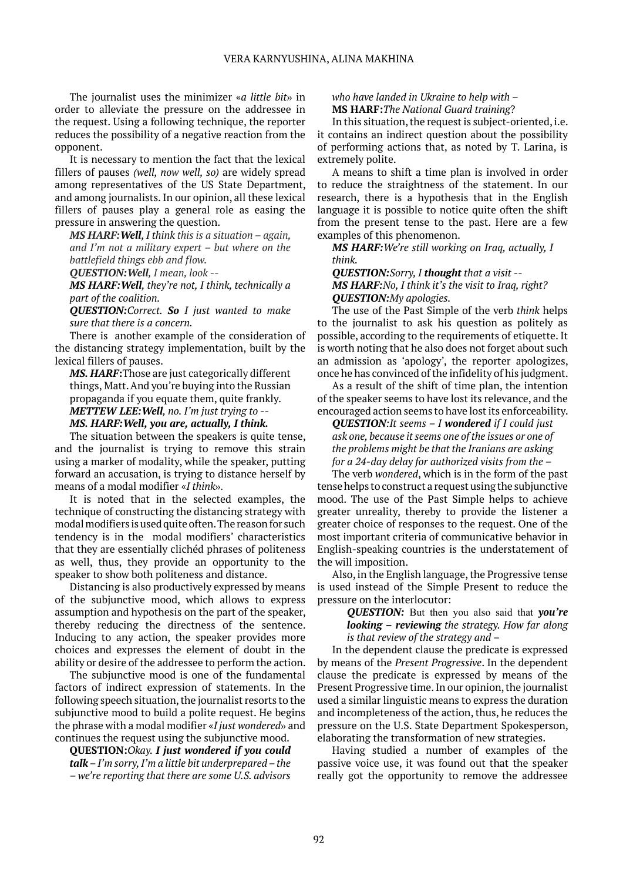The journalist uses the minimizer «*a little bit*» in order to alleviate the pressure on the addressee in the request. Using a following technique, the reporter reduces the possibility of a negative reaction from the opponent.

It is necessary to mention the fact that the lexical fillers of pauses *(well, now well, so)* are widely spread among representatives of the US State Department, and among journalists. In our opinion, all these lexical fillers of pauses play a general role as easing the pressure in answering the question.

> ***MS HARF:Well***, *I think this is a situation – again, and I'm not a military expert – but where on the battlefield things ebb and flow.*
>
> ***QUESTION:Well***, *I mean, look --*
>
> ***MS HARF:Well***, *they're not, I think, technically a part of the coalition.*
>
> ***QUESTION:****Correct.* ***So*** *I just wanted to make sure that there is a concern.*

There is another example of the consideration of the distancing strategy implementation, built by the lexical fillers of pauses.

> ***MS. HARF:***Those are just categorically different things, Matt. And you're buying into the Russian propaganda if you equate them, quite frankly.
>
> ***METTEW LEE:Well,*** *no. I'm just trying to --*
>
> ***MS. HARF:Well, you are, actually, I think.***

The situation between the speakers is quite tense, and the journalist is trying to remove this strain using a marker of modality, while the speaker, putting forward an accusation, is trying to distance herself by means of a modal modifier «*I think*».

It is noted that in the selected examples, the technique of constructing the distancing strategy with modal modifiers is used quite often. The reason for such tendency is in the modal modifiers' characteristics that they are essentially clichéd phrases of politeness as well, thus, they provide an opportunity to the speaker to show both politeness and distance.

Distancing is also productively expressed by means of the subjunctive mood, which allows to express assumption and hypothesis on the part of the speaker, thereby reducing the directness of the sentence. Inducing to any action, the speaker provides more choices and expresses the element of doubt in the ability or desire of the addressee to perform the action.

The subjunctive mood is one of the fundamental factors of indirect expression of statements. In the following speech situation, the journalist resorts to the subjunctive mood to build a polite request. He begins the phrase with a modal modifier «*I just wondered*» and continues the request using the subjunctive mood.

> **QUESTION:***Okay.* ***I just wondered if you could talk*** *– I'm sorry, I'm a little bit underprepared – the – we're reporting that there are some U.S. advisors who have landed in Ukraine to help with –*
>
> **MS HARF:***The National Guard training*?

In this situation, the request is subject-oriented, i.e. it contains an indirect question about the possibility of performing actions that, as noted by T. Larina, is extremely polite.

A means to shift a time plan is involved in order to reduce the straightness of the statement. In our research, there is a hypothesis that in the English language it is possible to notice quite often the shift from the present tense to the past. Here are a few examples of this phenomenon.

> ***MS HARF:****We're still working on Iraq, actually, I think.*
>
> ***QUESTION:****Sorry, I* ***thought*** *that a visit --*
>
> ***MS HARF:****No, I think it's the visit to Iraq, right?*
>
> ***QUESTION:****My apologies.*

The use of the Past Simple of the verb *think* helps to the journalist to ask his question as politely as possible, according to the requirements of etiquette. It is worth noting that he also does not forget about such an admission as 'apology', the reporter apologizes, once he has convinced of the infidelity of his judgment.

As a result of the shift of time plan, the intention of the speaker seems to have lost its relevance, and the encouraged action seems to have lost its enforceability.

> ***QUESTION****:It seems – I* ***wondered*** *if I could just ask one, because it seems one of the issues or one of the problems might be that the Iranians are asking for a 24-day delay for authorized visits from the –*

The verb *wondered*, which is in the form of the past tense helps to construct a request using the subjunctive mood. The use of the Past Simple helps to achieve greater unreality, thereby to provide the listener a greater choice of responses to the request. One of the most important criteria of communicative behavior in English-speaking countries is the understatement of the will imposition.

Also, in the English language, the Progressive tense is used instead of the Simple Present to reduce the pressure on the interlocutor:

> ***QUESTION:*** But then you also said that ***you're looking – reviewing*** *the strategy. How far along is that review of the strategy and –*

In the dependent clause the predicate is expressed by means of the *Present Progressive*. In the dependent clause the predicate is expressed by means of the Present Progressive time. In our opinion, the journalist used a similar linguistic means to express the duration and incompleteness of the action, thus, he reduces the pressure on the U.S. State Department Spokesperson, elaborating the transformation of new strategies.

Having studied a number of examples of the passive voice use, it was found out that the speaker really got the opportunity to remove the addressee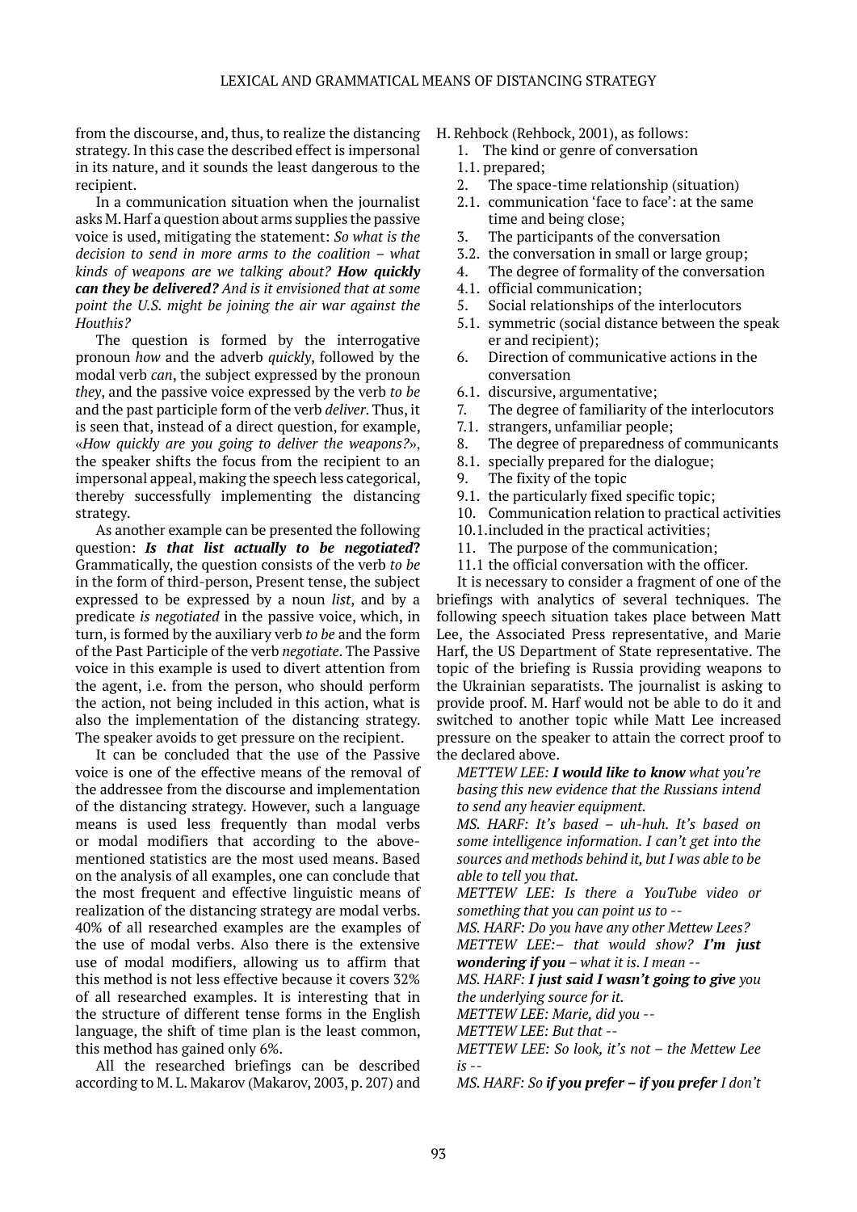from the discourse, and, thus, to realize the distancing strategy. In this case the described effect is impersonal in its nature, and it sounds the least dangerous to the recipient.

In a communication situation when the journalist asks M. Harf a question about arms supplies the passive voice is used, mitigating the statement: *So what is the decision to send in more arms to the coalition – what kinds of weapons are we talking about? **How quickly can they be delivered?** And is it envisioned that at some point the U.S. might be joining the air war against the Houthis?*

The question is formed by the interrogative pronoun *how* and the adverb *quickly*, followed by the modal verb *can*, the subject expressed by the pronoun *they*, and the passive voice expressed by the verb *to be* and the past participle form of the verb *deliver*. Thus, it is seen that, instead of a direct question, for example, «*How quickly are you going to deliver the weapons?*», the speaker shifts the focus from the recipient to an impersonal appeal, making the speech less categorical, thereby successfully implementing the distancing strategy.

As another example can be presented the following question: ***Is that list actually to be negotiated*?** Grammatically, the question consists of the verb *to be* in the form of third-person, Present tense, the subject expressed to be expressed by a noun *list*, and by a predicate *is negotiated* in the passive voice, which, in turn, is formed by the auxiliary verb *to be* and the form of the Past Participle of the verb *negotiate*. The Passive voice in this example is used to divert attention from the agent, i.e. from the person, who should perform the action, not being included in this action, what is also the implementation of the distancing strategy. The speaker avoids to get pressure on the recipient.

It can be concluded that the use of the Passive voice is one of the effective means of the removal of the addressee from the discourse and implementation of the distancing strategy. However, such a language means is used less frequently than modal verbs or modal modifiers that according to the above-mentioned statistics are the most used means. Based on the analysis of all examples, one can conclude that the most frequent and effective linguistic means of realization of the distancing strategy are modal verbs. 40% of all researched examples are the examples of the use of modal verbs. Also there is the extensive use of modal modifiers, allowing us to affirm that this method is not less effective because it covers 32% of all researched examples. It is interesting that in the structure of different tense forms in the English language, the shift of time plan is the least common, this method has gained only 6%.

All the researched briefings can be described according to M. L. Makarov (Makarov, 2003, p. 207) and H. Rehbock (Rehbock, 2001), as follows:

1. The kind or genre of conversation

1.1. prepared;

2. The space-time relationship (situation)

2.1. communication 'face to face': at the same time and being close;

3. The participants of the conversation

3.2. the conversation in small or large group;

4. The degree of formality of the conversation

4.1. official communication;

5. Social relationships of the interlocutors

5.1. symmetric (social distance between the speaker and recipient);

6. Direction of communicative actions in the conversation

6.1. discursive, argumentative;

7. The degree of familiarity of the interlocutors

7.1. strangers, unfamiliar people;

8. The degree of preparedness of communicants

8.1. specially prepared for the dialogue;

9. The fixity of the topic

9.1. the particularly fixed specific topic;

10. Communication relation to practical activities

10.1. included in the practical activities;

11. The purpose of the communication;

11.1 the official conversation with the officer.

It is necessary to consider a fragment of one of the briefings with analytics of several techniques. The following speech situation takes place between Matt Lee, the Associated Press representative, and Marie Harf, the US Department of State representative. The topic of the briefing is Russia providing weapons to the Ukrainian separatists. The journalist is asking to provide proof. M. Harf would not be able to do it and switched to another topic while Matt Lee increased pressure on the speaker to attain the correct proof to the declared above.

*METTEW LEE: **I would like to know** what you're basing this new evidence that the Russians intend to send any heavier equipment.*

*MS. HARF: It's based – uh-huh. It's based on some intelligence information. I can't get into the sources and methods behind it, but I was able to be able to tell you that.*

*METTEW LEE: Is there a YouTube video or something that you can point us to --*

*MS. HARF: Do you have any other Mettew Lees?*

*METTEW LEE:– that would show? **I'm just wondering if you** – what it is. I mean --*

*MS. HARF: **I just said I wasn't going to give** you the underlying source for it.*

*METTEW LEE: Marie, did you --*

*METTEW LEE: But that --*

*METTEW LEE: So look, it's not – the Mettew Lee is --*

*MS. HARF: So **if you prefer – if you prefer** I don't*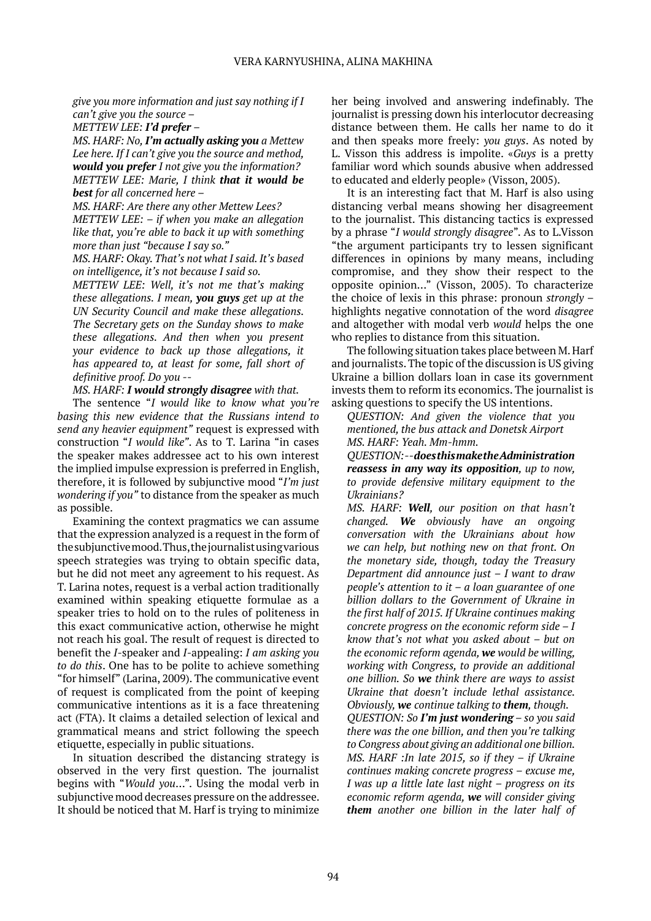*give you more information and just say nothing if I can't give you the source –*

*METTEW LEE: **I'd prefer** –*

*MS. HARF: No, **I'm actually asking you** a Mettew Lee here. If I can't give you the source and method, **would you prefer** I not give you the information?*

*METTEW LEE: Marie, I think **that it would be best** for all concerned here –*

*MS. HARF: Are there any other Mettew Lees?*

*METTEW LEE: – if when you make an allegation like that, you're able to back it up with something more than just "because I say so."*

*MS. HARF: Okay. That's not what I said. It's based on intelligence, it's not because I said so.*

*METTEW LEE: Well, it's not me that's making these allegations. I mean, **you guys** get up at the UN Security Council and make these allegations. The Secretary gets on the Sunday shows to make these allegations. And then when you present your evidence to back up those allegations, it has appeared to, at least for some, fall short of definitive proof. Do you --*

*MS. HARF: **I would strongly disagree** with that.*

The sentence "*I would like to know what you're basing this new evidence that the Russians intend to send any heavier equipment"* request is expressed with construction "*I would like*". As to T. Larina "in cases the speaker makes addressee act to his own interest the implied impulse expression is preferred in English, therefore, it is followed by subjunctive mood "*I'm just wondering if you"* to distance from the speaker as much as possible.

Examining the context pragmatics we can assume that the expression analyzed is a request in the form of the subjunctive mood. Thus, the journalist using various speech strategies was trying to obtain specific data, but he did not meet any agreement to his request. As T. Larina notes, request is a verbal action traditionally examined within speaking etiquette formulae as a speaker tries to hold on to the rules of politeness in this exact communicative action, otherwise he might not reach his goal. The result of request is directed to benefit the *I*-speaker and *I*-appealing: *I am asking you to do this*. One has to be polite to achieve something "for himself" (Larina, 2009). The communicative event of request is complicated from the point of keeping communicative intentions as it is a face threatening act (FTA). It claims a detailed selection of lexical and grammatical means and strict following the speech etiquette, especially in public situations.

In situation described the distancing strategy is observed in the very first question. The journalist begins with "*Would you…*". Using the modal verb in subjunctive mood decreases pressure on the addressee. It should be noticed that M. Harf is trying to minimize her being involved and answering indefinably. The journalist is pressing down his interlocutor decreasing distance between them. He calls her name to do it and then speaks more freely: *you guys*. As noted by L. Visson this address is impolite. «*Guys* is a pretty familiar word which sounds abusive when addressed to educated and elderly people» (Visson, 2005).

It is an interesting fact that M. Harf is also using distancing verbal means showing her disagreement to the journalist. This distancing tactics is expressed by a phrase "*I would strongly disagree*". As to L.Visson "the argument participants try to lessen significant differences in opinions by many means, including compromise, and they show their respect to the opposite opinion…" (Visson, 2005). To characterize the choice of lexis in this phrase: pronoun *strongly* – highlights negative connotation of the word *disagree* and altogether with modal verb *would* helps the one who replies to distance from this situation.

The following situation takes place between M. Harf and journalists. The topic of the discussion is US giving Ukraine a billion dollars loan in case its government invests them to reform its economics. The journalist is asking questions to specify the US intentions.

*QUESTION: And given the violence that you mentioned, the bus attack and Donetsk Airport*

*MS. HARF: Yeah. Mm-hmm.*

*QUESTION:--**does this make the Administration reassess in any way its opposition**, up to now, to provide defensive military equipment to the Ukrainians?*

*MS. HARF: **Well**, our position on that hasn't changed. **We** obviously have an ongoing conversation with the Ukrainians about how we can help, but nothing new on that front. On the monetary side, though, today the Treasury Department did announce just – I want to draw people's attention to it – a loan guarantee of one billion dollars to the Government of Ukraine in the first half of 2015. If Ukraine continues making concrete progress on the economic reform side – I know that's not what you asked about – but on the economic reform agenda, **we** would be willing, working with Congress, to provide an additional one billion. So **we** think there are ways to assist Ukraine that doesn't include lethal assistance. Obviously, **we** continue talking to **them**, though.*

*QUESTION: So **I'm just wondering** – so you said there was the one billion, and then you're talking to Congress about giving an additional one billion.*

*MS. HARF :In late 2015, so if they – if Ukraine continues making concrete progress – excuse me, I was up a little late last night – progress on its economic reform agenda, **we** will consider giving **them** another one billion in the later half of*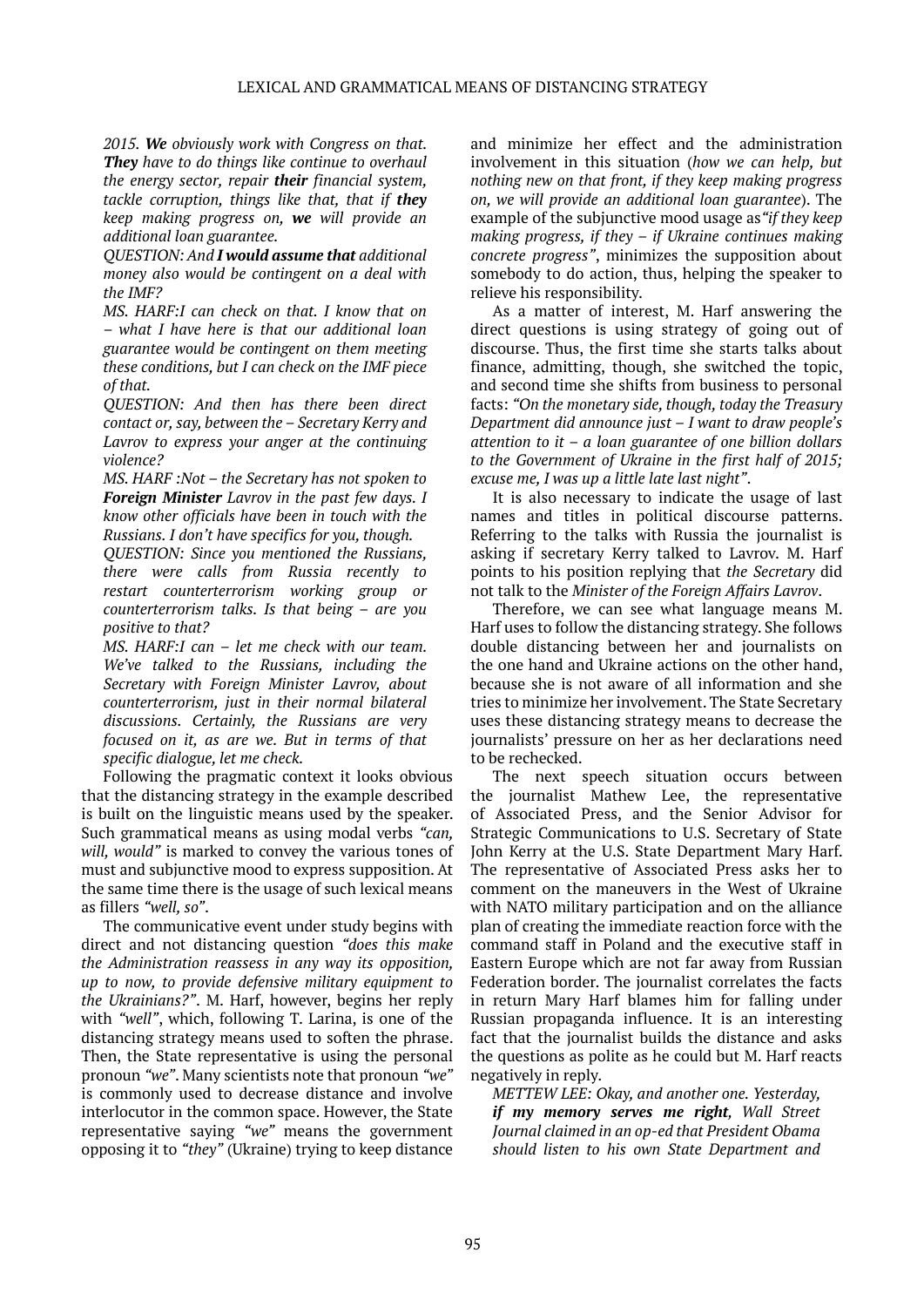*2015.* ***We*** *obviously work with Congress on that.* ***They*** *have to do things like continue to overhaul the energy sector, repair* ***their*** *financial system, tackle corruption, things like that, that if* ***they*** *keep making progress on,* ***we*** *will provide an additional loan guarantee.*

*QUESTION: And* ***I would assume that*** *additional money also would be contingent on a deal with the IMF?*

*MS. HARF:I can check on that. I know that on – what I have here is that our additional loan guarantee would be contingent on them meeting these conditions, but I can check on the IMF piece of that.*

*QUESTION: And then has there been direct contact or, say, between the – Secretary Kerry and Lavrov to express your anger at the continuing violence?*

*MS. HARF :Not – the Secretary has not spoken to* ***Foreign Minister*** *Lavrov in the past few days. I know other officials have been in touch with the Russians. I don't have specifics for you, though.*

*QUESTION: Since you mentioned the Russians, there were calls from Russia recently to restart counterterrorism working group or counterterrorism talks. Is that being – are you positive to that?*

*MS. HARF:I can – let me check with our team. We've talked to the Russians, including the Secretary with Foreign Minister Lavrov, about counterterrorism, just in their normal bilateral discussions. Certainly, the Russians are very focused on it, as are we. But in terms of that specific dialogue, let me check.*

Following the pragmatic context it looks obvious that the distancing strategy in the example described is built on the linguistic means used by the speaker. Such grammatical means as using modal verbs *"can, will, would"* is marked to convey the various tones of must and subjunctive mood to express supposition. At the same time there is the usage of such lexical means as fillers *"well, so"*.

The communicative event under study begins with direct and not distancing question *"does this make the Administration reassess in any way its opposition, up to now, to provide defensive military equipment to the Ukrainians?"*. M. Harf, however, begins her reply with *"well"*, which, following T. Larina, is one of the distancing strategy means used to soften the phrase. Then, the State representative is using the personal pronoun *"we"*. Many scientists note that pronoun *"we"* is commonly used to decrease distance and involve interlocutor in the common space. However, the State representative saying *"we"* means the government opposing it to *"they"* (Ukraine) trying to keep distance and minimize her effect and the administration involvement in this situation (*how we can help, but nothing new on that front, if they keep making progress on, we will provide an additional loan guarantee*). The example of the subjunctive mood usage as*"if they keep making progress, if they – if Ukraine continues making concrete progress"*, minimizes the supposition about somebody to do action, thus, helping the speaker to relieve his responsibility.

As a matter of interest, M. Harf answering the direct questions is using strategy of going out of discourse. Thus, the first time she starts talks about finance, admitting, though, she switched the topic, and second time she shifts from business to personal facts: *"On the monetary side, though, today the Treasury Department did announce just – I want to draw people's attention to it – a loan guarantee of one billion dollars to the Government of Ukraine in the first half of 2015; excuse me, I was up a little late last night"*.

It is also necessary to indicate the usage of last names and titles in political discourse patterns. Referring to the talks with Russia the journalist is asking if secretary Kerry talked to Lavrov. M. Harf points to his position replying that *the Secretary* did not talk to the *Minister of the Foreign Affairs Lavrov*.

Therefore, we can see what language means M. Harf uses to follow the distancing strategy. She follows double distancing between her and journalists on the one hand and Ukraine actions on the other hand, because she is not aware of all information and she tries to minimize her involvement. The State Secretary uses these distancing strategy means to decrease the journalists' pressure on her as her declarations need to be rechecked.

The next speech situation occurs between the journalist Mathew Lee, the representative of Associated Press, and the Senior Advisor for Strategic Communications to U.S. Secretary of State John Kerry at the U.S. State Department Mary Harf. The representative of Associated Press asks her to comment on the maneuvers in the West of Ukraine with NATO military participation and on the alliance plan of creating the immediate reaction force with the command staff in Poland and the executive staff in Eastern Europe which are not far away from Russian Federation border. The journalist correlates the facts in return Mary Harf blames him for falling under Russian propaganda influence. It is an interesting fact that the journalist builds the distance and asks the questions as polite as he could but M. Harf reacts negatively in reply.

*METTEW LEE: Okay, and another one. Yesterday,* ***if my memory serves me right,*** *Wall Street Journal claimed in an op-ed that President Obama should listen to his own State Department and*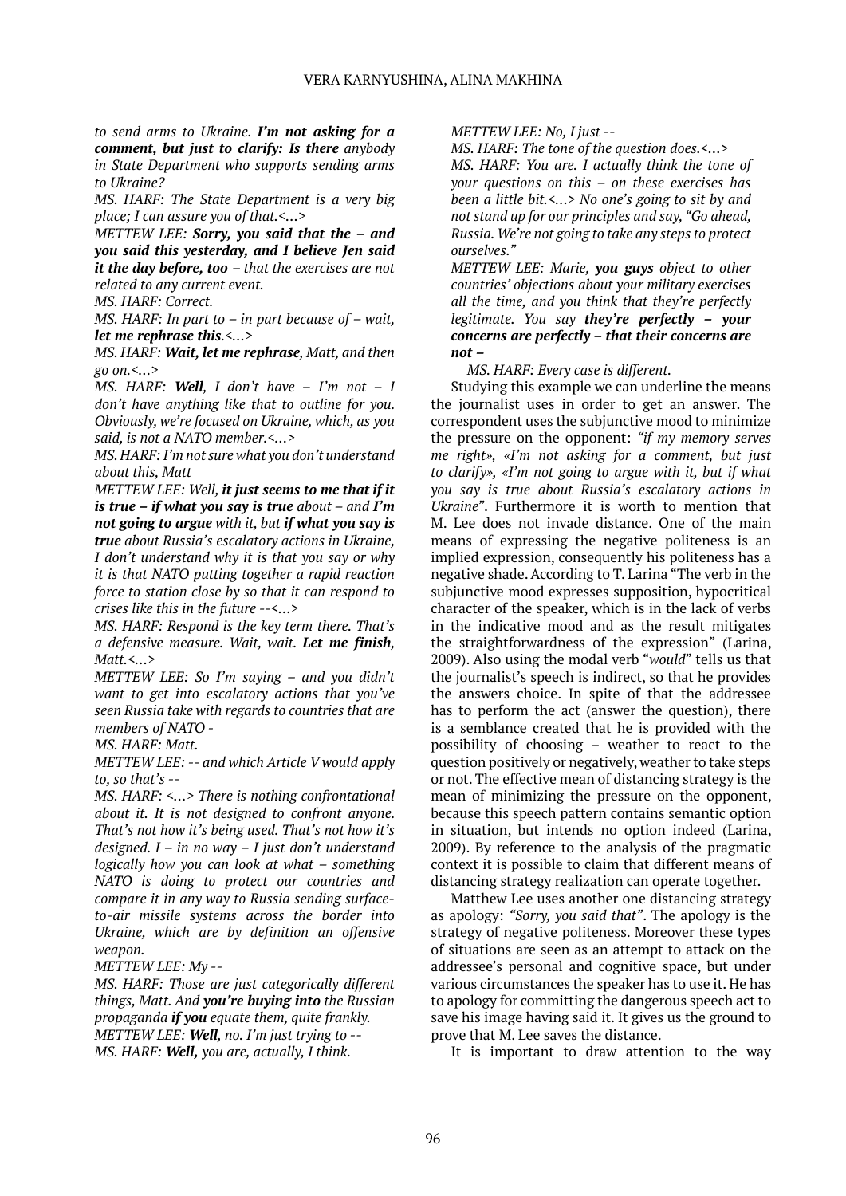*to send arms to Ukraine. **I'm not asking for a comment, but just to clarify: Is there** anybody in State Department who supports sending arms to Ukraine?*

*MS. HARF: The State Department is a very big place; I can assure you of that.<…>*

*METTEW LEE: **Sorry, you said that the – and you said this yesterday, and I believe Jen said it the day before, too** – that the exercises are not related to any current event.*

*MS. HARF: Correct.*

*MS. HARF: In part to – in part because of – wait, **let me rephrase this**.<…>*

*MS. HARF: **Wait, let me rephrase**, Matt, and then go on.<…>*

*MS. HARF: **Well**, I don't have – I'm not – I don't have anything like that to outline for you. Obviously, we're focused on Ukraine, which, as you said, is not a NATO member.<…>*

*MS. HARF: I'm not sure what you don't understand about this, Matt*

*METTEW LEE: Well, **it just seems to me that if it is true – if what you say is true** about – and **I'm not going to argue** with it, but **if what you say is true** about Russia's escalatory actions in Ukraine, I don't understand why it is that you say or why it is that NATO putting together a rapid reaction force to station close by so that it can respond to crises like this in the future --<…>*

*MS. HARF: Respond is the key term there. That's a defensive measure. Wait, wait. **Let me finish**, Matt.<…>*

*METTEW LEE: So I'm saying – and you didn't want to get into escalatory actions that you've seen Russia take with regards to countries that are members of NATO -*

*MS. HARF: Matt.*

*METTEW LEE: -- and which Article V would apply to, so that's --*

*MS. HARF: <…> There is nothing confrontational about it. It is not designed to confront anyone. That's not how it's being used. That's not how it's designed. I – in no way – I just don't understand logically how you can look at what – something NATO is doing to protect our countries and compare it in any way to Russia sending surface-to-air missile systems across the border into Ukraine, which are by definition an offensive weapon.*

*METTEW LEE: My --*

*MS. HARF: Those are just categorically different things, Matt. And **you're buying into** the Russian propaganda **if you** equate them, quite frankly.*

*METTEW LEE: **Well**, no. I'm just trying to --*

*MS. HARF: **Well,** you are, actually, I think.*

*METTEW LEE: No, I just --*

*MS. HARF: The tone of the question does.<…>*

*MS. HARF: You are. I actually think the tone of your questions on this – on these exercises has been a little bit.<…> No one's going to sit by and not stand up for our principles and say, "Go ahead, Russia. We're not going to take any steps to protect ourselves."*

*METTEW LEE: Marie, **you guys** object to other countries' objections about your military exercises all the time, and you think that they're perfectly legitimate. You say **they're perfectly – your concerns are perfectly – that their concerns are not –***

*MS. HARF: Every case is different.*

Studying this example we can underline the means the journalist uses in order to get an answer. The correspondent uses the subjunctive mood to minimize the pressure on the opponent: *"if my memory serves me right», «I'm not asking for a comment, but just to clarify», «I'm not going to argue with it, but if what you say is true about Russia's escalatory actions in Ukraine"*. Furthermore it is worth to mention that M. Lee does not invade distance. One of the main means of expressing the negative politeness is an implied expression, consequently his politeness has a negative shade. According to T. Larina "The verb in the subjunctive mood expresses supposition, hypocritical character of the speaker, which is in the lack of verbs in the indicative mood and as the result mitigates the straightforwardness of the expression" (Larina, 2009). Also using the modal verb "*would*" tells us that the journalist's speech is indirect, so that he provides the answers choice. In spite of that the addressee has to perform the act (answer the question), there is a semblance created that he is provided with the possibility of choosing – weather to react to the question positively or negatively, weather to take steps or not. The effective mean of distancing strategy is the mean of minimizing the pressure on the opponent, because this speech pattern contains semantic option in situation, but intends no option indeed (Larina, 2009). By reference to the analysis of the pragmatic context it is possible to claim that different means of distancing strategy realization can operate together.

Matthew Lee uses another one distancing strategy as apology: *"Sorry, you said that"*. The apology is the strategy of negative politeness. Moreover these types of situations are seen as an attempt to attack on the addressee's personal and cognitive space, but under various circumstances the speaker has to use it. He has to apology for committing the dangerous speech act to save his image having said it. It gives us the ground to prove that M. Lee saves the distance.

It is important to draw attention to the way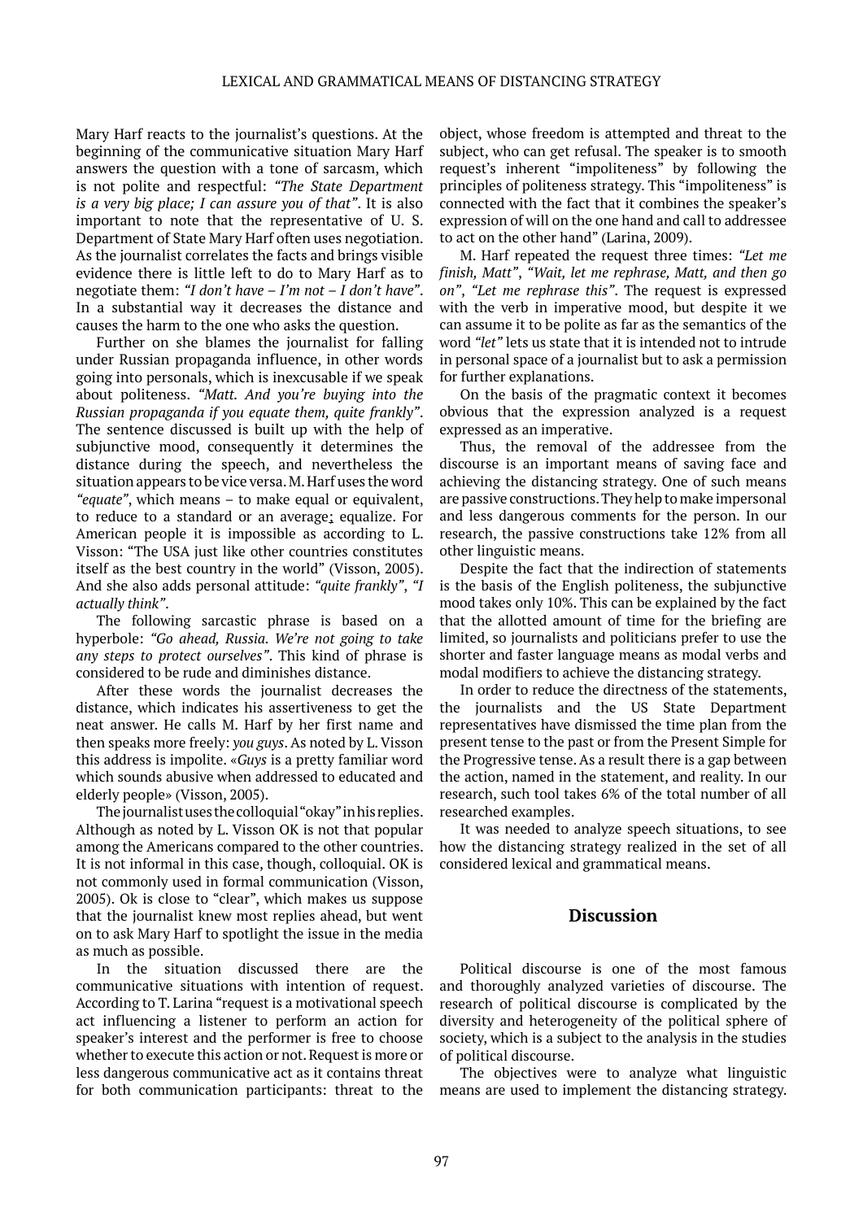Mary Harf reacts to the journalist's questions. At the beginning of the communicative situation Mary Harf answers the question with a tone of sarcasm, which is not polite and respectful: *"The State Department is a very big place; I can assure you of that"*. It is also important to note that the representative of U. S. Department of State Mary Harf often uses negotiation. As the journalist correlates the facts and brings visible evidence there is little left to do to Mary Harf as to negotiate them: *"I don't have – I'm not – I don't have"*. In a substantial way it decreases the distance and causes the harm to the one who asks the question.

Further on she blames the journalist for falling under Russian propaganda influence, in other words going into personals, which is inexcusable if we speak about politeness. *"Matt. And you're buying into the Russian propaganda if you equate them, quite frankly"*. The sentence discussed is built up with the help of subjunctive mood, consequently it determines the distance during the speech, and nevertheless the situation appears to be vice versa. M. Harf uses the word *"equate"*, which means – to make equal or equivalent, to reduce to a standard or an average; equalize. For American people it is impossible as according to L. Visson: "The USA just like other countries constitutes itself as the best country in the world" (Visson, 2005). And she also adds personal attitude: *"quite frankly"*, *"I actually think"*.

The following sarcastic phrase is based on a hyperbole: *"Go ahead, Russia. We're not going to take any steps to protect ourselves"*. This kind of phrase is considered to be rude and diminishes distance.

After these words the journalist decreases the distance, which indicates his assertiveness to get the neat answer. He calls M. Harf by her first name and then speaks more freely: *you guys*. As noted by L. Visson this address is impolite. «*Guys* is a pretty familiar word which sounds abusive when addressed to educated and elderly people» (Visson, 2005).

The journalist uses the colloquial "okay" in his replies. Although as noted by L. Visson OK is not that popular among the Americans compared to the other countries. It is not informal in this case, though, colloquial. OK is not commonly used in formal communication (Visson, 2005). Ok is close to "clear", which makes us suppose that the journalist knew most replies ahead, but went on to ask Mary Harf to spotlight the issue in the media as much as possible.

In the situation discussed there are the communicative situations with intention of request. According to T. Larina "request is a motivational speech act influencing a listener to perform an action for speaker's interest and the performer is free to choose whether to execute this action or not. Request is more or less dangerous communicative act as it contains threat for both communication participants: threat to the object, whose freedom is attempted and threat to the subject, who can get refusal. The speaker is to smooth request's inherent "impoliteness" by following the principles of politeness strategy. This "impoliteness" is connected with the fact that it combines the speaker's expression of will on the one hand and call to addressee to act on the other hand" (Larina, 2009).

M. Harf repeated the request three times: *"Let me finish, Matt"*, *"Wait, let me rephrase, Matt, and then go on"*, *"Let me rephrase this"*. The request is expressed with the verb in imperative mood, but despite it we can assume it to be polite as far as the semantics of the word *"let"* lets us state that it is intended not to intrude in personal space of a journalist but to ask a permission for further explanations.

On the basis of the pragmatic context it becomes obvious that the expression analyzed is a request expressed as an imperative.

Thus, the removal of the addressee from the discourse is an important means of saving face and achieving the distancing strategy. One of such means are passive constructions. They help to make impersonal and less dangerous comments for the person. In our research, the passive constructions take 12% from all other linguistic means.

Despite the fact that the indirection of statements is the basis of the English politeness, the subjunctive mood takes only 10%. This can be explained by the fact that the allotted amount of time for the briefing are limited, so journalists and politicians prefer to use the shorter and faster language means as modal verbs and modal modifiers to achieve the distancing strategy.

In order to reduce the directness of the statements, the journalists and the US State Department representatives have dismissed the time plan from the present tense to the past or from the Present Simple for the Progressive tense. As a result there is a gap between the action, named in the statement, and reality. In our research, such tool takes 6% of the total number of all researched examples.

It was needed to analyze speech situations, to see how the distancing strategy realized in the set of all considered lexical and grammatical means.

## Discussion

Political discourse is one of the most famous and thoroughly analyzed varieties of discourse. The research of political discourse is complicated by the diversity and heterogeneity of the political sphere of society, which is a subject to the analysis in the studies of political discourse.

The objectives were to analyze what linguistic means are used to implement the distancing strategy.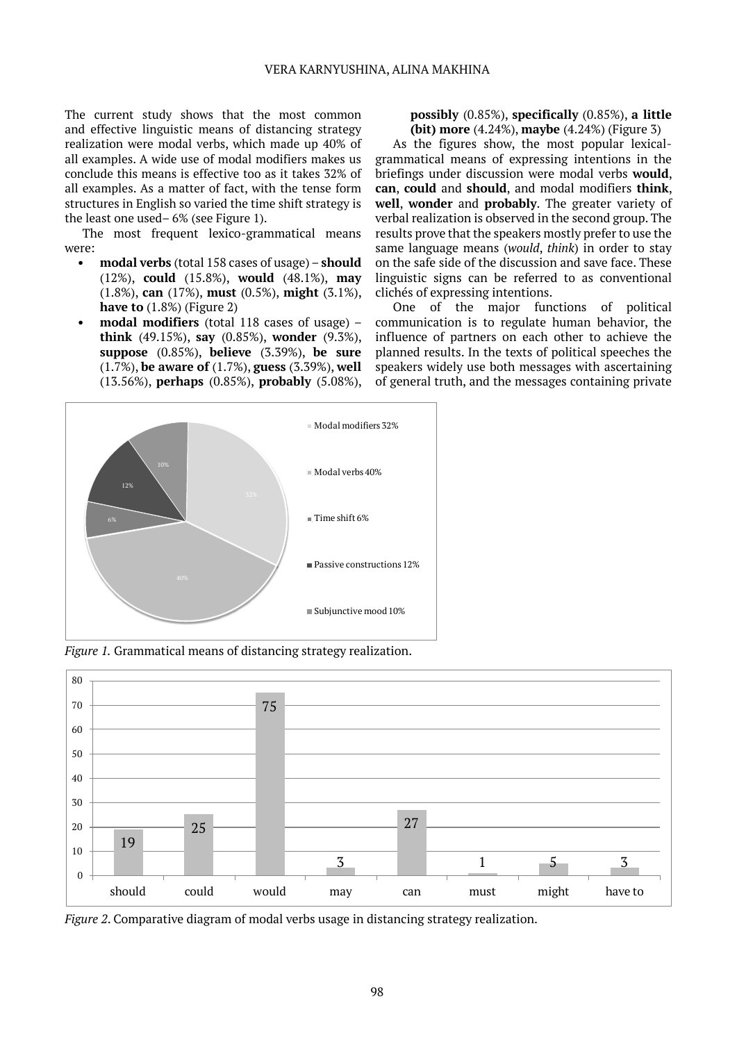The current study shows that the most common and effective linguistic means of distancing strategy realization were modal verbs, which made up 40% of all examples. A wide use of modal modifiers makes us conclude this means is effective too as it takes 32% of all examples. As a matter of fact, with the tense form structures in English so varied the time shift strategy is the least one used– 6% (see Figure 1).

The most frequent lexico-grammatical means were:

- **modal verbs** (total 158 cases of usage) – **should** (12%), **could** (15.8%), **would** (48.1%), **may** (1.8%), **can** (17%), **must** (0.5%), **might** (3.1%), **have to** (1.8%) (Figure 2)
- **modal modifiers** (total 118 cases of usage) – **think** (49.15%), **say** (0.85%), **wonder** (9.3%), **suppose** (0.85%), **believe** (3.39%), **be sure** (1.7%), **be aware of** (1.7%), **guess** (3.39%), **well** (13.56%), **perhaps** (0.85%), **probably** (5.08%), **possibly** (0.85%), **specifically** (0.85%), **a little (bit) more** (4.24%), **maybe** (4.24%) (Figure 3)

As the figures show, the most popular lexical-grammatical means of expressing intentions in the briefings under discussion were modal verbs **would**, **can**, **could** and **should**, and modal modifiers **think**, **well**, **wonder** and **probably**. The greater variety of verbal realization is observed in the second group. The results prove that the speakers mostly prefer to use the same language means (*would*, *think*) in order to stay on the safe side of the discussion and save face. These linguistic signs can be referred to as conventional clichés of expressing intentions.

One of the major functions of political communication is to regulate human behavior, the influence of partners on each other to achieve the planned results. In the texts of political speeches the speakers widely use both messages with ascertaining of general truth, and the messages containing private

*Figure 1.* Grammatical means of distancing strategy realization.

*Figure 2*. Comparative diagram of modal verbs usage in distancing strategy realization.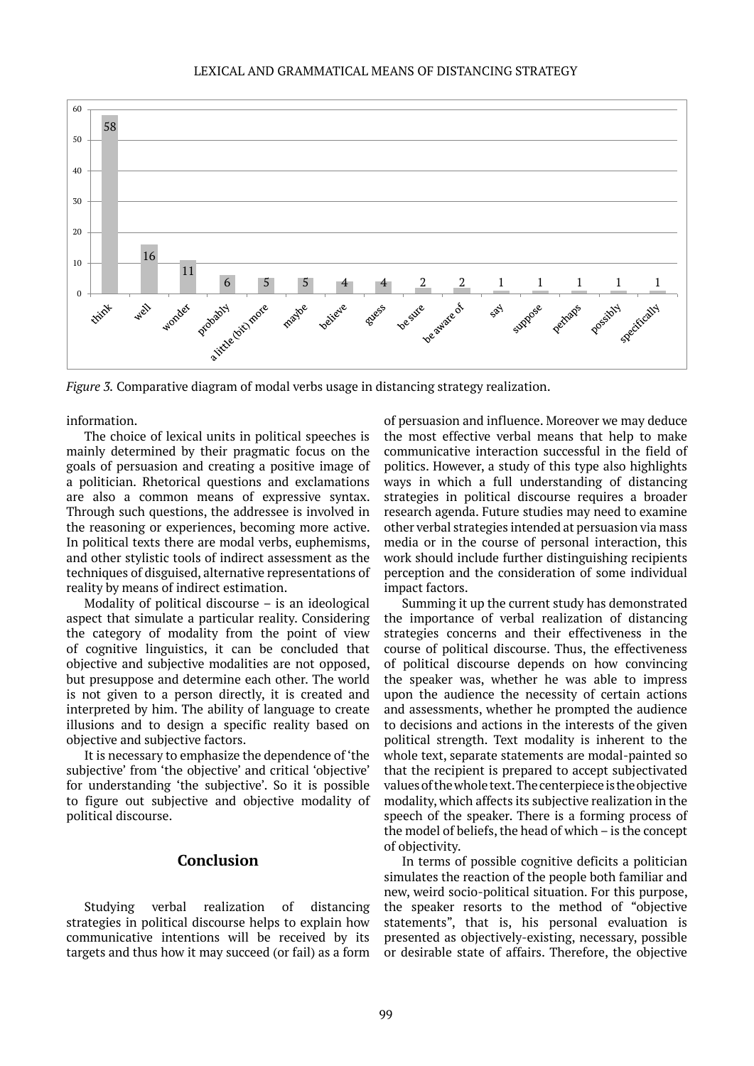| think | well | wonder | probably | a little (bit) more | maybe | believe | guess | be sure | be aware of | say | suppose | perhaps | possibly | specifically |
|---|---|---|---|---|---|---|---|---|---|---|---|---|---|---|
| 58 | 16 | 11 | 6 | 5 | 5 | 4 | 4 | 2 | 2 | 1 | 1 | 1 | 1 | 1 |

*Figure 3.* Comparative diagram of modal verbs usage in distancing strategy realization.

information.

The choice of lexical units in political speeches is mainly determined by their pragmatic focus on the goals of persuasion and creating a positive image of a politician. Rhetorical questions and exclamations are also a common means of expressive syntax. Through such questions, the addressee is involved in the reasoning or experiences, becoming more active. In political texts there are modal verbs, euphemisms, and other stylistic tools of indirect assessment as the techniques of disguised, alternative representations of reality by means of indirect estimation.

Modality of political discourse – is an ideological aspect that simulate a particular reality. Considering the category of modality from the point of view of cognitive linguistics, it can be concluded that objective and subjective modalities are not opposed, but presuppose and determine each other. The world is not given to a person directly, it is created and interpreted by him. The ability of language to create illusions and to design a specific reality based on objective and subjective factors.

It is necessary to emphasize the dependence of 'the subjective' from 'the objective' and critical 'objective' for understanding 'the subjective'. So it is possible to figure out subjective and objective modality of political discourse.

## Conclusion

Studying verbal realization of distancing strategies in political discourse helps to explain how communicative intentions will be received by its targets and thus how it may succeed (or fail) as a form of persuasion and influence. Moreover we may deduce the most effective verbal means that help to make communicative interaction successful in the field of politics. However, a study of this type also highlights ways in which a full understanding of distancing strategies in political discourse requires a broader research agenda. Future studies may need to examine other verbal strategies intended at persuasion via mass media or in the course of personal interaction, this work should include further distinguishing recipients perception and the consideration of some individual impact factors.

Summing it up the current study has demonstrated the importance of verbal realization of distancing strategies concerns and their effectiveness in the course of political discourse. Thus, the effectiveness of political discourse depends on how convincing the speaker was, whether he was able to impress upon the audience the necessity of certain actions and assessments, whether he prompted the audience to decisions and actions in the interests of the given political strength. Text modality is inherent to the whole text, separate statements are modal-painted so that the recipient is prepared to accept subjectivated values of the whole text. The centerpiece is the objective modality, which affects its subjective realization in the speech of the speaker. There is a forming process of the model of beliefs, the head of which – is the concept of objectivity.

In terms of possible cognitive deficits a politician simulates the reaction of the people both familiar and new, weird socio-political situation. For this purpose, the speaker resorts to the method of "objective statements", that is, his personal evaluation is presented as objectively-existing, necessary, possible or desirable state of affairs. Therefore, the objective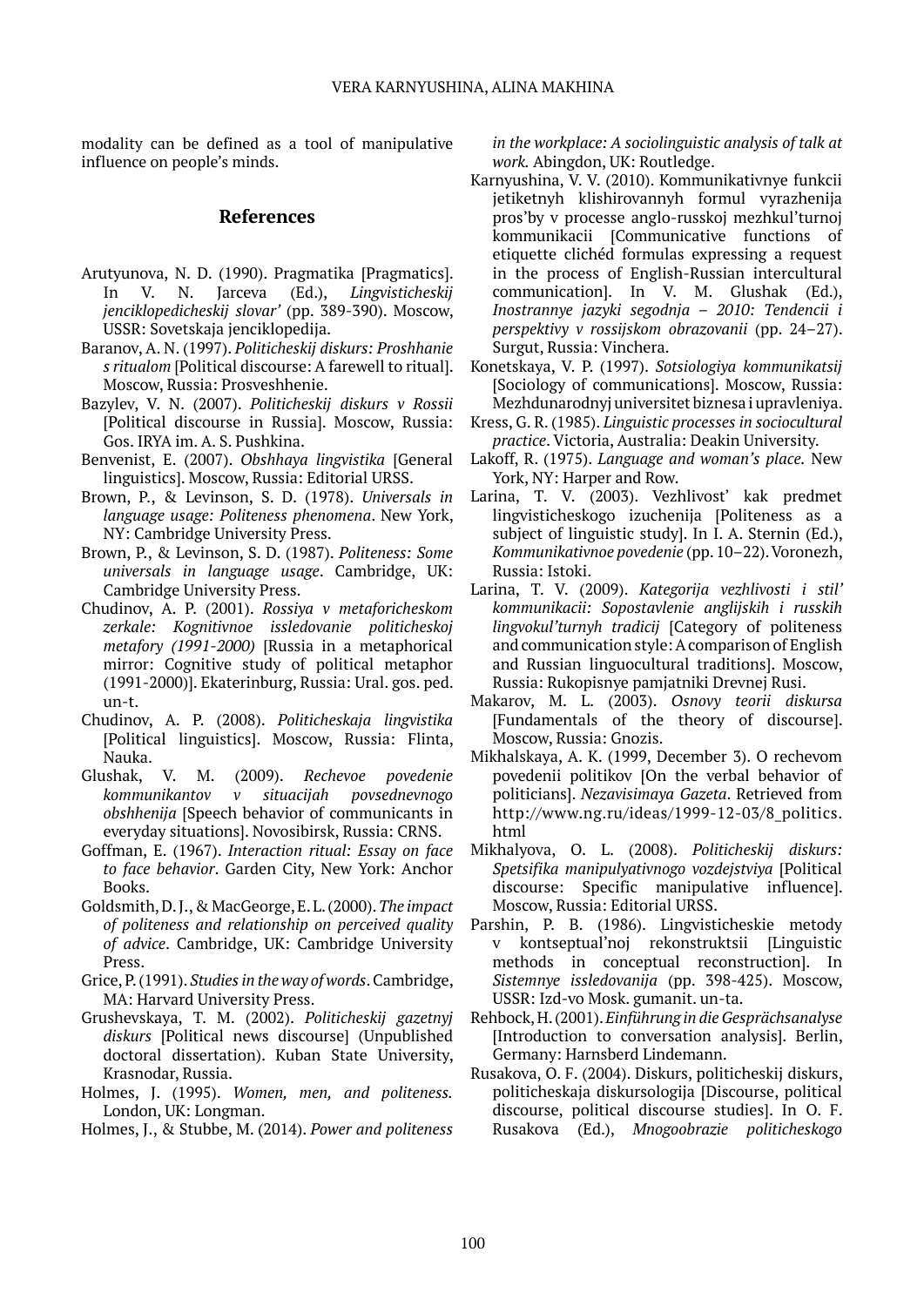modality can be defined as a tool of manipulative influence on people's minds.

## References

Arutyunova, N. D. (1990). Pragmatika [Pragmatics]. In V. N. Jarceva (Ed.), *Lingvisticheskij jenciklopedicheskij slovar'* (pp. 389-390). Moscow, USSR: Sovetskaja jenciklopedija.

Baranov, A. N. (1997). *Politicheskij diskurs: Proshhanie s ritualom* [Political discourse: A farewell to ritual]. Moscow, Russia: Prosveshhenie.

Bazylev, V. N. (2007). *Politicheskij diskurs v Rossii* [Political discourse in Russia]. Moscow, Russia: Gos. IRYA im. A. S. Pushkina.

Benvenist, E. (2007). *Obshhaya lingvistika* [General linguistics]. Moscow, Russia: Editorial URSS.

Brown, P., & Levinson, S. D. (1978). *Universals in language usage: Politeness phenomena*. New York, NY: Cambridge University Press.

Brown, P., & Levinson, S. D. (1987). *Politeness: Some universals in language usage*. Cambridge, UK: Cambridge University Press.

Chudinov, A. P. (2001). *Rossiya v metaforicheskom zerkale: Kognitivnoe issledovanie politicheskoj metafory (1991-2000)* [Russia in a metaphorical mirror: Cognitive study of political metaphor (1991-2000)]. Ekaterinburg, Russia: Ural. gos. ped. un-t.

Chudinov, A. P. (2008). *Politicheskaja lingvistika* [Political linguistics]. Moscow, Russia: Flinta, Nauka.

Glushak, V. M. (2009). *Rechevoe povedenie kommunikantov v situacijah povsednevnogo obshhenija* [Speech behavior of communicants in everyday situations]. Novosibirsk, Russia: CRNS.

Goffman, E. (1967). *Interaction ritual: Essay on face to face behavior*. Garden City, New York: Anchor Books.

Goldsmith, D. J., & MacGeorge, E. L. (2000). *The impact of politeness and relationship on perceived quality of advice*. Cambridge, UK: Cambridge University Press.

Grice, P. (1991). *Studies in the way of words*. Cambridge, MA: Harvard University Press.

Grushevskaya, T. M. (2002). *Politicheskij gazetnyj diskurs* [Political news discourse] (Unpublished doctoral dissertation). Kuban State University, Krasnodar, Russia.

Holmes, J. (1995). *Women, men, and politeness.* London, UK: Longman.

Holmes, J., & Stubbe, M. (2014). *Power and politeness in the workplace: A sociolinguistic analysis of talk at work.* Abingdon, UK: Routledge.

Karnyushina, V. V. (2010). Kommunikativnye funkcii jetiketnyh klishirovannyh formul vyrazhenija pros'by v processe anglo-russkoj mezhkul'turnoj kommunikacii [Communicative functions of etiquette clichéd formulas expressing a request in the process of English-Russian intercultural communication]. In V. M. Glushak (Ed.), *Inostrannye jazyki segodnja – 2010: Tendencii i perspektivy v rossijskom obrazovanii* (pp. 24–27). Surgut, Russia: Vinchera.

Konetskaya, V. P. (1997). *Sotsiologiya kommunikatsij* [Sociology of communications]. Moscow, Russia: Mezhdunarodnyj universitet biznesa i upravleniya.

Kress, G. R. (1985). *Linguistic processes in sociocultural practice*. Victoria, Australia: Deakin University.

Lakoff, R. (1975). *Language and woman's place.* New York, NY: Harper and Row.

Larina, T. V. (2003). Vezhlivost' kak predmet lingvisticheskogo izuchenija [Politeness as a subject of linguistic study]. In I. A. Sternin (Ed.), *Kommunikativnoe povedenie* (pp. 10–22). Voronezh, Russia: Istoki.

Larina, T. V. (2009). *Kategorija vezhlivosti i stil' kommunikacii: Sopostavlenie anglijskih i russkih lingvokul'turnyh tradicij* [Category of politeness and communication style: A comparison of English and Russian linguocultural traditions]. Moscow, Russia: Rukopisnye pamjatniki Drevnej Rusi.

Makarov, M. L. (2003). *Osnovy teorii diskursa* [Fundamentals of the theory of discourse]. Moscow, Russia: Gnozis.

Mikhalskaya, A. K. (1999, December 3). O rechevom povedenii politikov [On the verbal behavior of politicians]. *Nezavisimaya Gazeta*. Retrieved from http://www.ng.ru/ideas/1999-12-03/8_politics.html

Mikhalyova, O. L. (2008). *Politicheskij diskurs: Spetsifika manipulyativnogo vozdejstviya* [Political discourse: Specific manipulative influence]. Moscow, Russia: Editorial URSS.

Parshin, P. B. (1986). Lingvisticheskie metody v kontseptual'noj rekonstruktsii [Linguistic methods in conceptual reconstruction]. In *Sistemnye issledovanija* (pp. 398-425). Moscow, USSR: Izd-vo Mosk. gumanit. un-ta.

Rehbock, H. (2001). *Einführung in die Gesprächsanalyse* [Introduction to conversation analysis]. Berlin, Germany: Harnsberd Lindemann.

Rusakova, O. F. (2004). Diskurs, politicheskij diskurs, politicheskaja diskursologija [Discourse, political discourse, political discourse studies]. In O. F. Rusakova (Ed.), *Mnogoobrazie politicheskogo*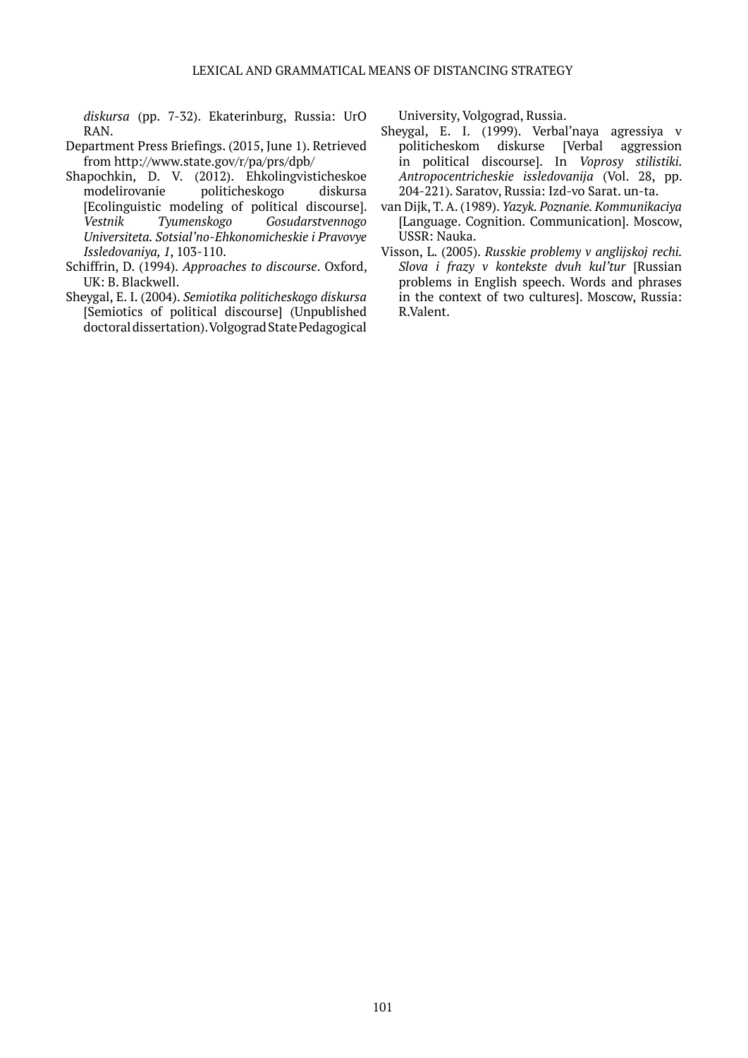*diskursa* (pp. 7-32). Ekaterinburg, Russia: UrO RAN.

Department Press Briefings. (2015, June 1). Retrieved from http://www.state.gov/r/pa/prs/dpb/

Shapochkin, D. V. (2012). Ehkolingvisticheskoe modelirovanie politicheskogo diskursa [Ecolinguistic modeling of political discourse]. *Vestnik Tyumenskogo Gosudarstvennogo Universiteta. Sotsial'no-Ehkonomicheskie i Pravovye Issledovaniya, 1*, 103-110.

Schiffrin, D. (1994). *Approaches to discourse*. Oxford, UK: B. Blackwell.

Sheygal, E. I. (2004). *Semiotika politicheskogo diskursa* [Semiotics of political discourse] (Unpublished doctoral dissertation). Volgograd State Pedagogical University, Volgograd, Russia.

Sheygal, E. I. (1999). Verbal'naya agressiya v politicheskom diskurse [Verbal aggression in political discourse]. In *Voprosy stilistiki. Antropocentricheskie issledovanija* (Vol. 28, pp. 204-221). Saratov, Russia: Izd-vo Sarat. un-ta.

van Dijk, T. A. (1989). *Yazyk. Poznanie. Kommunikaciya* [Language. Cognition. Communication]. Moscow, USSR: Nauka.

Visson, L. (2005). *Russkie problemy v anglijskoj rechi. Slova i frazy v kontekste dvuh kul'tur* [Russian problems in English speech. Words and phrases in the context of two cultures]. Moscow, Russia: R.Valent.